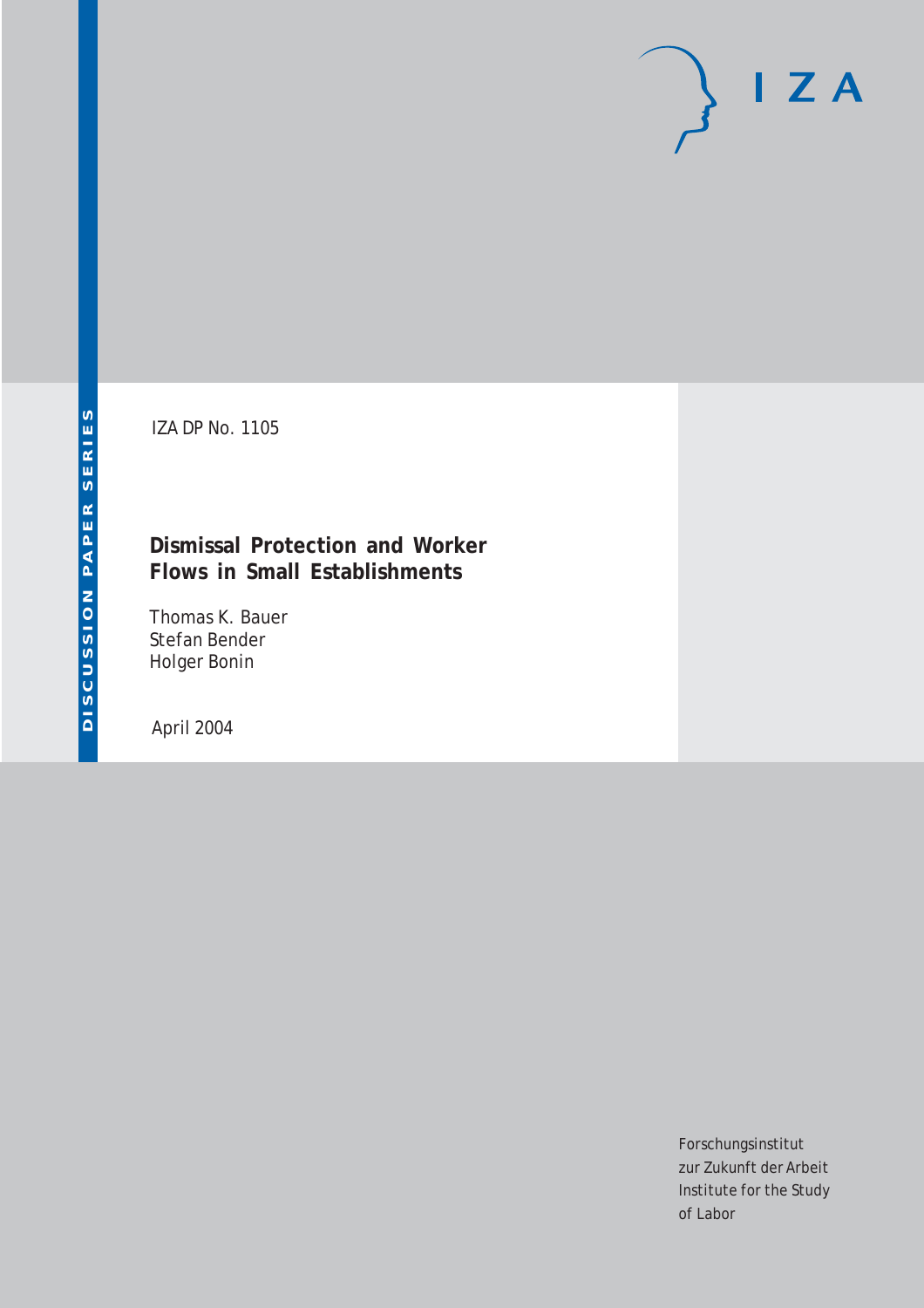DISCUSSION PAPER SERIES

IZA DP No. 1105

# Dismissal Protection and Worker Flows in Small Establishments

Thomas K. Bauer
Stefan Bender
Holger Bonin

April 2004

Forschungsinstitut
zur Zukunft der Arbeit
Institute for the Study
of Labor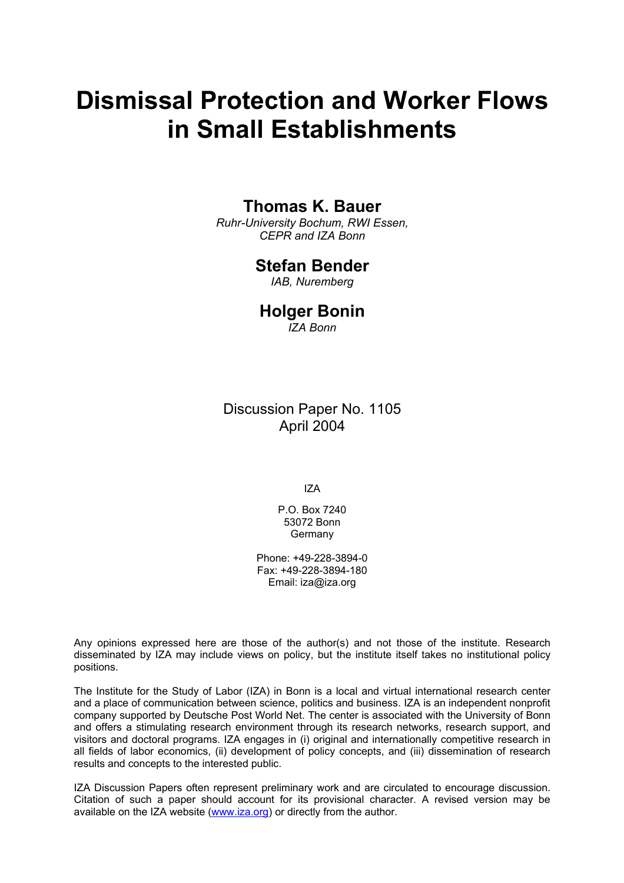# Dismissal Protection and Worker Flows in Small Establishments

## Thomas K. Bauer

*Ruhr-University Bochum, RWI Essen, CEPR and IZA Bonn*

## Stefan Bender

*IAB, Nuremberg*

## Holger Bonin

*IZA Bonn*

Discussion Paper No. 1105
April 2004

IZA

P.O. Box 7240
53072 Bonn
Germany

Phone: +49-228-3894-0
Fax: +49-228-3894-180
Email: iza@iza.org

Any opinions expressed here are those of the author(s) and not those of the institute. Research disseminated by IZA may include views on policy, but the institute itself takes no institutional policy positions.

The Institute for the Study of Labor (IZA) in Bonn is a local and virtual international research center and a place of communication between science, politics and business. IZA is an independent nonprofit company supported by Deutsche Post World Net. The center is associated with the University of Bonn and offers a stimulating research environment through its research networks, research support, and visitors and doctoral programs. IZA engages in (i) original and internationally competitive research in all fields of labor economics, (ii) development of policy concepts, and (iii) dissemination of research results and concepts to the interested public.

IZA Discussion Papers often represent preliminary work and are circulated to encourage discussion. Citation of such a paper should account for its provisional character. A revised version may be available on the IZA website (www.iza.org) or directly from the author.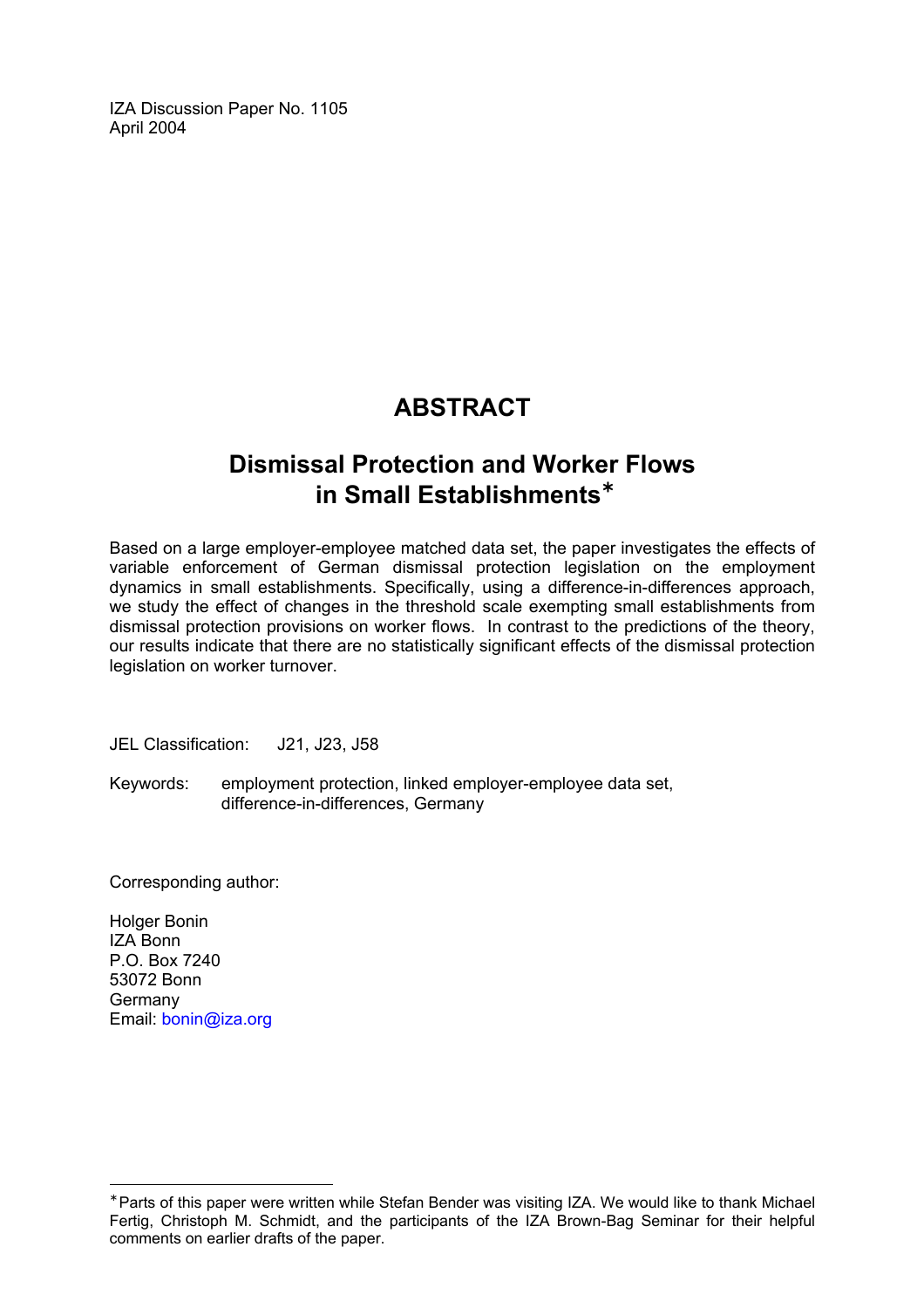IZA Discussion Paper No. 1105
April 2004

# ABSTRACT

## Dismissal Protection and Worker Flows in Small Establishments*

Based on a large employer-employee matched data set, the paper investigates the effects of variable enforcement of German dismissal protection legislation on the employment dynamics in small establishments. Specifically, using a difference-in-differences approach, we study the effect of changes in the threshold scale exempting small establishments from dismissal protection provisions on worker flows. In contrast to the predictions of the theory, our results indicate that there are no statistically significant effects of the dismissal protection legislation on worker turnover.

JEL Classification: J21, J23, J58

Keywords: employment protection, linked employer-employee data set, difference-in-differences, Germany

Corresponding author:

Holger Bonin
IZA Bonn
P.O. Box 7240
53072 Bonn
Germany
Email: bonin@iza.org

---

*Parts of this paper were written while Stefan Bender was visiting IZA. We would like to thank Michael Fertig, Christoph M. Schmidt, and the participants of the IZA Brown-Bag Seminar for their helpful comments on earlier drafts of the paper.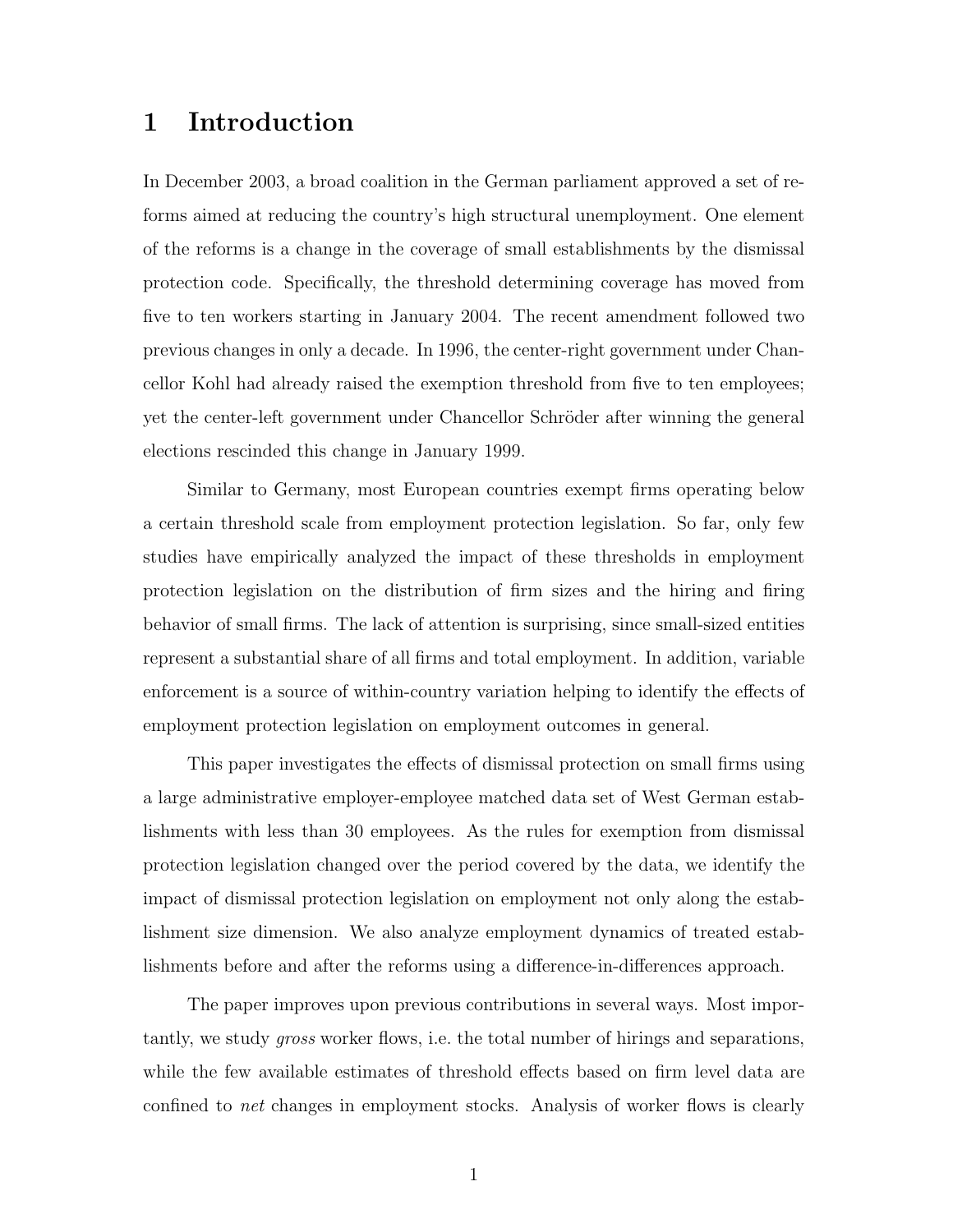# 1 Introduction

In December 2003, a broad coalition in the German parliament approved a set of reforms aimed at reducing the country's high structural unemployment. One element of the reforms is a change in the coverage of small establishments by the dismissal protection code. Specifically, the threshold determining coverage has moved from five to ten workers starting in January 2004. The recent amendment followed two previous changes in only a decade. In 1996, the center-right government under Chancellor Kohl had already raised the exemption threshold from five to ten employees; yet the center-left government under Chancellor Schröder after winning the general elections rescinded this change in January 1999.

Similar to Germany, most European countries exempt firms operating below a certain threshold scale from employment protection legislation. So far, only few studies have empirically analyzed the impact of these thresholds in employment protection legislation on the distribution of firm sizes and the hiring and firing behavior of small firms. The lack of attention is surprising, since small-sized entities represent a substantial share of all firms and total employment. In addition, variable enforcement is a source of within-country variation helping to identify the effects of employment protection legislation on employment outcomes in general.

This paper investigates the effects of dismissal protection on small firms using a large administrative employer-employee matched data set of West German establishments with less than 30 employees. As the rules for exemption from dismissal protection legislation changed over the period covered by the data, we identify the impact of dismissal protection legislation on employment not only along the establishment size dimension. We also analyze employment dynamics of treated establishments before and after the reforms using a difference-in-differences approach.

The paper improves upon previous contributions in several ways. Most importantly, we study *gross* worker flows, i.e. the total number of hirings and separations, while the few available estimates of threshold effects based on firm level data are confined to *net* changes in employment stocks. Analysis of worker flows is clearly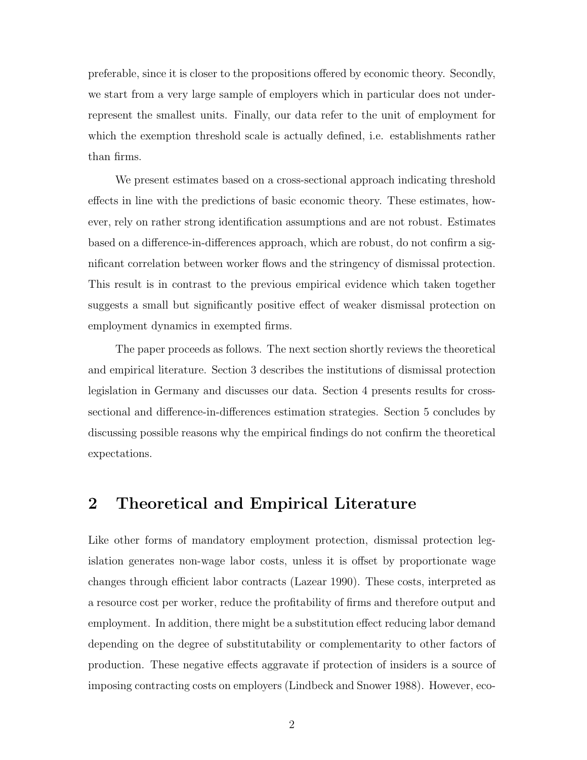preferable, since it is closer to the propositions offered by economic theory. Secondly, we start from a very large sample of employers which in particular does not underrepresent the smallest units. Finally, our data refer to the unit of employment for which the exemption threshold scale is actually defined, i.e. establishments rather than firms.

We present estimates based on a cross-sectional approach indicating threshold effects in line with the predictions of basic economic theory. These estimates, however, rely on rather strong identification assumptions and are not robust. Estimates based on a difference-in-differences approach, which are robust, do not confirm a significant correlation between worker flows and the stringency of dismissal protection. This result is in contrast to the previous empirical evidence which taken together suggests a small but significantly positive effect of weaker dismissal protection on employment dynamics in exempted firms.

The paper proceeds as follows. The next section shortly reviews the theoretical and empirical literature. Section 3 describes the institutions of dismissal protection legislation in Germany and discusses our data. Section 4 presents results for cross-sectional and difference-in-differences estimation strategies. Section 5 concludes by discussing possible reasons why the empirical findings do not confirm the theoretical expectations.

## 2 Theoretical and Empirical Literature

Like other forms of mandatory employment protection, dismissal protection legislation generates non-wage labor costs, unless it is offset by proportionate wage changes through efficient labor contracts (Lazear 1990). These costs, interpreted as a resource cost per worker, reduce the profitability of firms and therefore output and employment. In addition, there might be a substitution effect reducing labor demand depending on the degree of substitutability or complementarity to other factors of production. These negative effects aggravate if protection of insiders is a source of imposing contracting costs on employers (Lindbeck and Snower 1988). However, eco-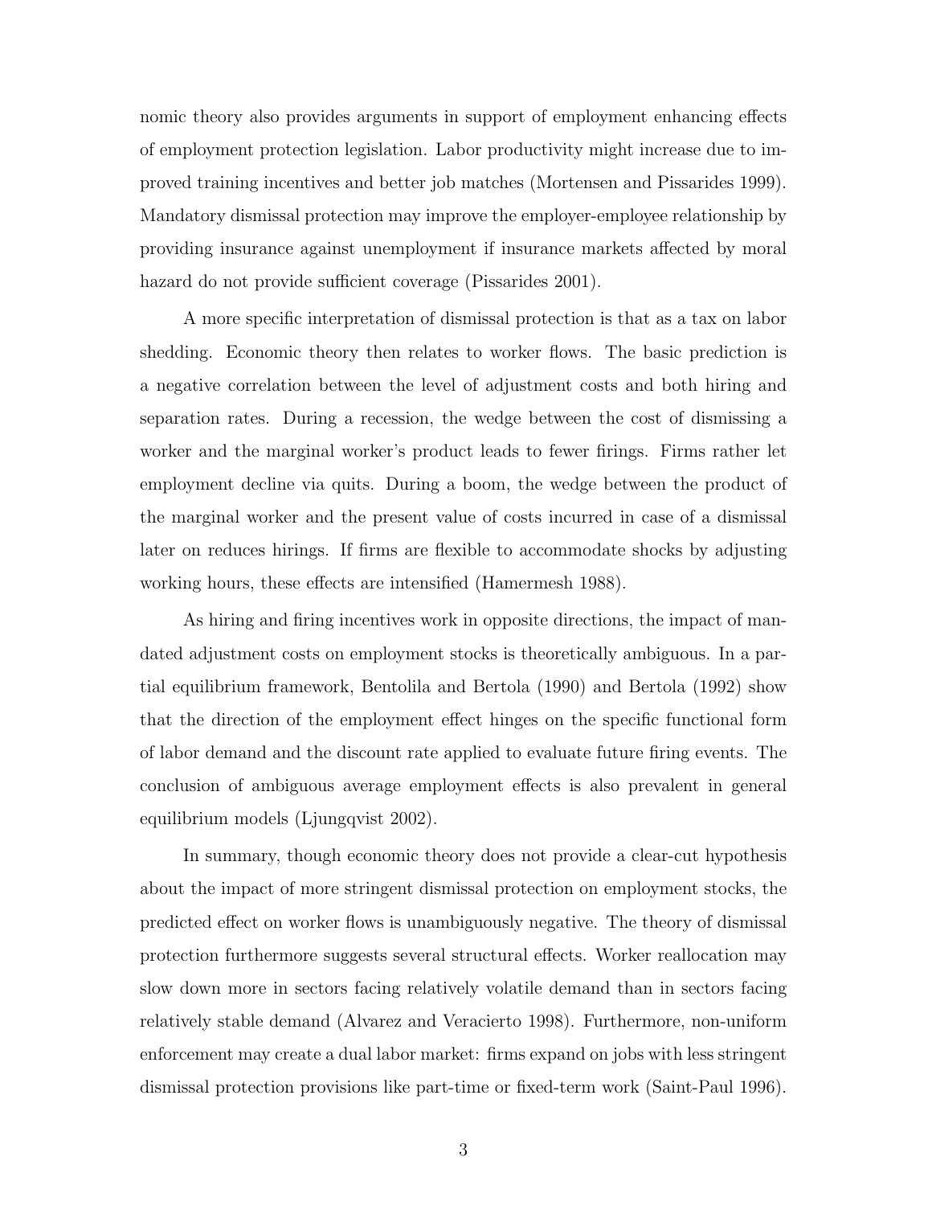nomic theory also provides arguments in support of employment enhancing effects of employment protection legislation. Labor productivity might increase due to improved training incentives and better job matches (Mortensen and Pissarides 1999). Mandatory dismissal protection may improve the employer-employee relationship by providing insurance against unemployment if insurance markets affected by moral hazard do not provide sufficient coverage (Pissarides 2001).

A more specific interpretation of dismissal protection is that as a tax on labor shedding. Economic theory then relates to worker flows. The basic prediction is a negative correlation between the level of adjustment costs and both hiring and separation rates. During a recession, the wedge between the cost of dismissing a worker and the marginal worker's product leads to fewer firings. Firms rather let employment decline via quits. During a boom, the wedge between the product of the marginal worker and the present value of costs incurred in case of a dismissal later on reduces hirings. If firms are flexible to accommodate shocks by adjusting working hours, these effects are intensified (Hamermesh 1988).

As hiring and firing incentives work in opposite directions, the impact of mandated adjustment costs on employment stocks is theoretically ambiguous. In a partial equilibrium framework, Bentolila and Bertola (1990) and Bertola (1992) show that the direction of the employment effect hinges on the specific functional form of labor demand and the discount rate applied to evaluate future firing events. The conclusion of ambiguous average employment effects is also prevalent in general equilibrium models (Ljungqvist 2002).

In summary, though economic theory does not provide a clear-cut hypothesis about the impact of more stringent dismissal protection on employment stocks, the predicted effect on worker flows is unambiguously negative. The theory of dismissal protection furthermore suggests several structural effects. Worker reallocation may slow down more in sectors facing relatively volatile demand than in sectors facing relatively stable demand (Alvarez and Veracierto 1998). Furthermore, non-uniform enforcement may create a dual labor market: firms expand on jobs with less stringent dismissal protection provisions like part-time or fixed-term work (Saint-Paul 1996).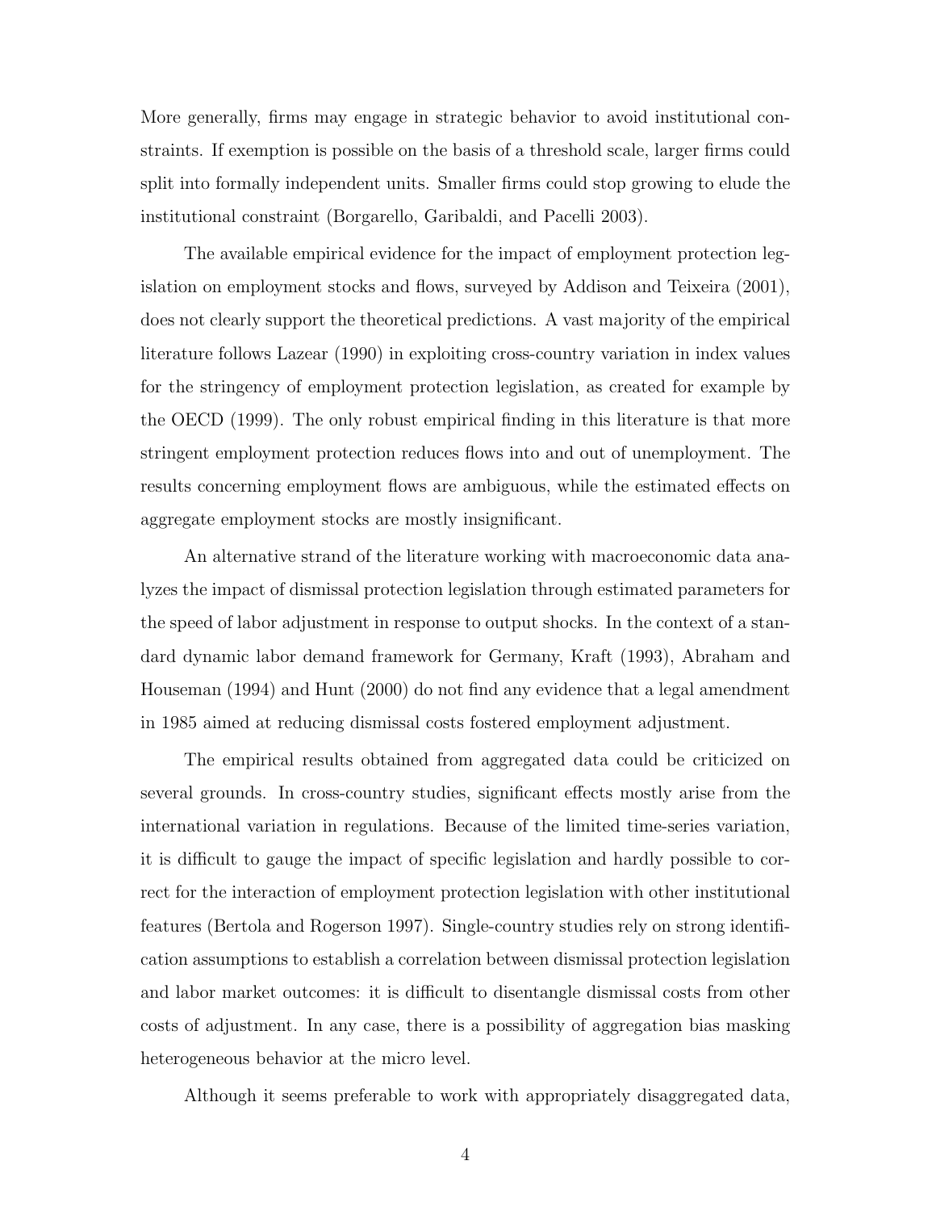More generally, firms may engage in strategic behavior to avoid institutional constraints. If exemption is possible on the basis of a threshold scale, larger firms could split into formally independent units. Smaller firms could stop growing to elude the institutional constraint (Borgarello, Garibaldi, and Pacelli 2003).

The available empirical evidence for the impact of employment protection legislation on employment stocks and flows, surveyed by Addison and Teixeira (2001), does not clearly support the theoretical predictions. A vast majority of the empirical literature follows Lazear (1990) in exploiting cross-country variation in index values for the stringency of employment protection legislation, as created for example by the OECD (1999). The only robust empirical finding in this literature is that more stringent employment protection reduces flows into and out of unemployment. The results concerning employment flows are ambiguous, while the estimated effects on aggregate employment stocks are mostly insignificant.

An alternative strand of the literature working with macroeconomic data analyzes the impact of dismissal protection legislation through estimated parameters for the speed of labor adjustment in response to output shocks. In the context of a standard dynamic labor demand framework for Germany, Kraft (1993), Abraham and Houseman (1994) and Hunt (2000) do not find any evidence that a legal amendment in 1985 aimed at reducing dismissal costs fostered employment adjustment.

The empirical results obtained from aggregated data could be criticized on several grounds. In cross-country studies, significant effects mostly arise from the international variation in regulations. Because of the limited time-series variation, it is difficult to gauge the impact of specific legislation and hardly possible to correct for the interaction of employment protection legislation with other institutional features (Bertola and Rogerson 1997). Single-country studies rely on strong identification assumptions to establish a correlation between dismissal protection legislation and labor market outcomes: it is difficult to disentangle dismissal costs from other costs of adjustment. In any case, there is a possibility of aggregation bias masking heterogeneous behavior at the micro level.

Although it seems preferable to work with appropriately disaggregated data,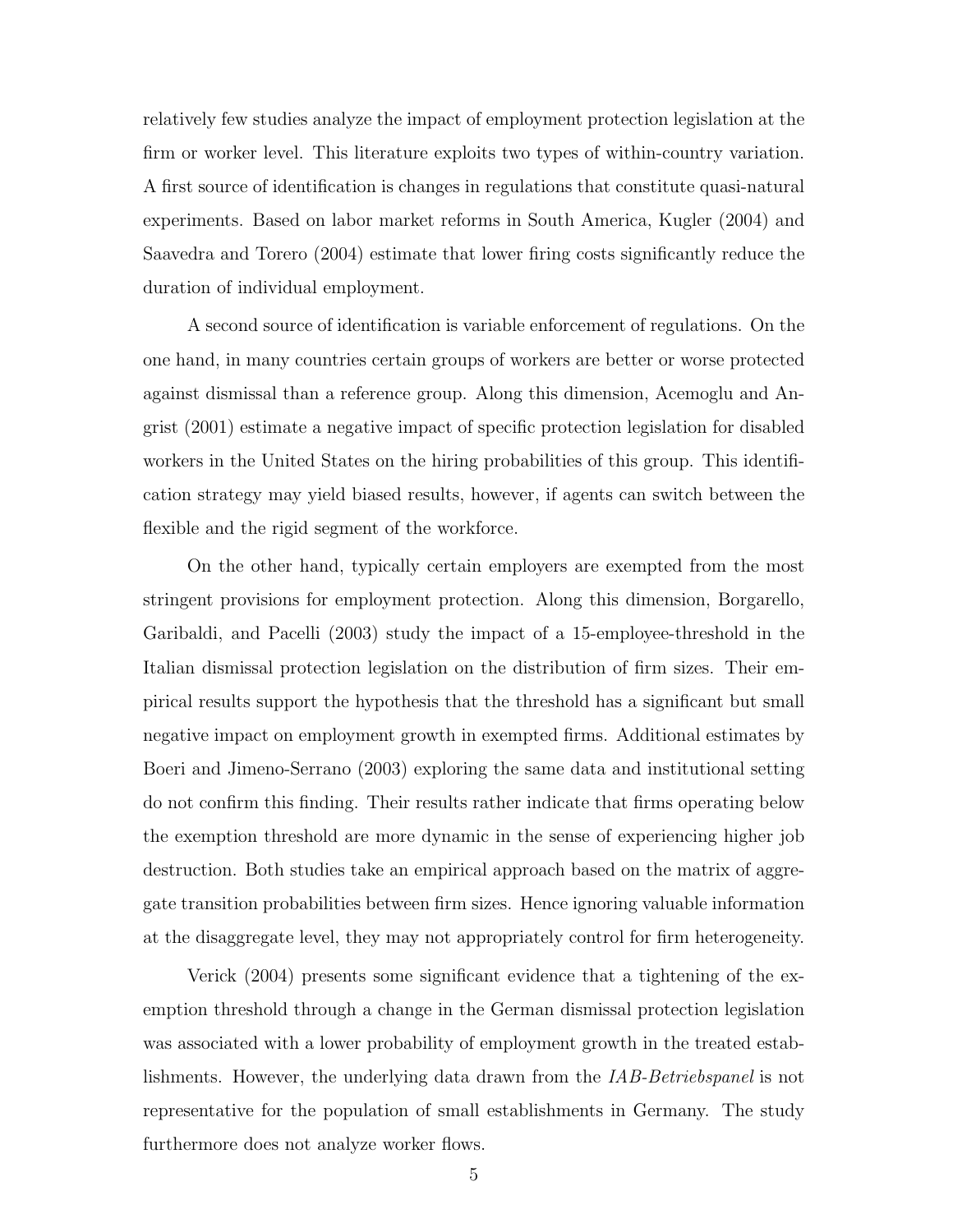relatively few studies analyze the impact of employment protection legislation at the firm or worker level. This literature exploits two types of within-country variation. A first source of identification is changes in regulations that constitute quasi-natural experiments. Based on labor market reforms in South America, Kugler (2004) and Saavedra and Torero (2004) estimate that lower firing costs significantly reduce the duration of individual employment.

A second source of identification is variable enforcement of regulations. On the one hand, in many countries certain groups of workers are better or worse protected against dismissal than a reference group. Along this dimension, Acemoglu and Angrist (2001) estimate a negative impact of specific protection legislation for disabled workers in the United States on the hiring probabilities of this group. This identification strategy may yield biased results, however, if agents can switch between the flexible and the rigid segment of the workforce.

On the other hand, typically certain employers are exempted from the most stringent provisions for employment protection. Along this dimension, Borgarello, Garibaldi, and Pacelli (2003) study the impact of a 15-employee-threshold in the Italian dismissal protection legislation on the distribution of firm sizes. Their empirical results support the hypothesis that the threshold has a significant but small negative impact on employment growth in exempted firms. Additional estimates by Boeri and Jimeno-Serrano (2003) exploring the same data and institutional setting do not confirm this finding. Their results rather indicate that firms operating below the exemption threshold are more dynamic in the sense of experiencing higher job destruction. Both studies take an empirical approach based on the matrix of aggregate transition probabilities between firm sizes. Hence ignoring valuable information at the disaggregate level, they may not appropriately control for firm heterogeneity.

Verick (2004) presents some significant evidence that a tightening of the exemption threshold through a change in the German dismissal protection legislation was associated with a lower probability of employment growth in the treated establishments. However, the underlying data drawn from the *IAB-Betriebspanel* is not representative for the population of small establishments in Germany. The study furthermore does not analyze worker flows.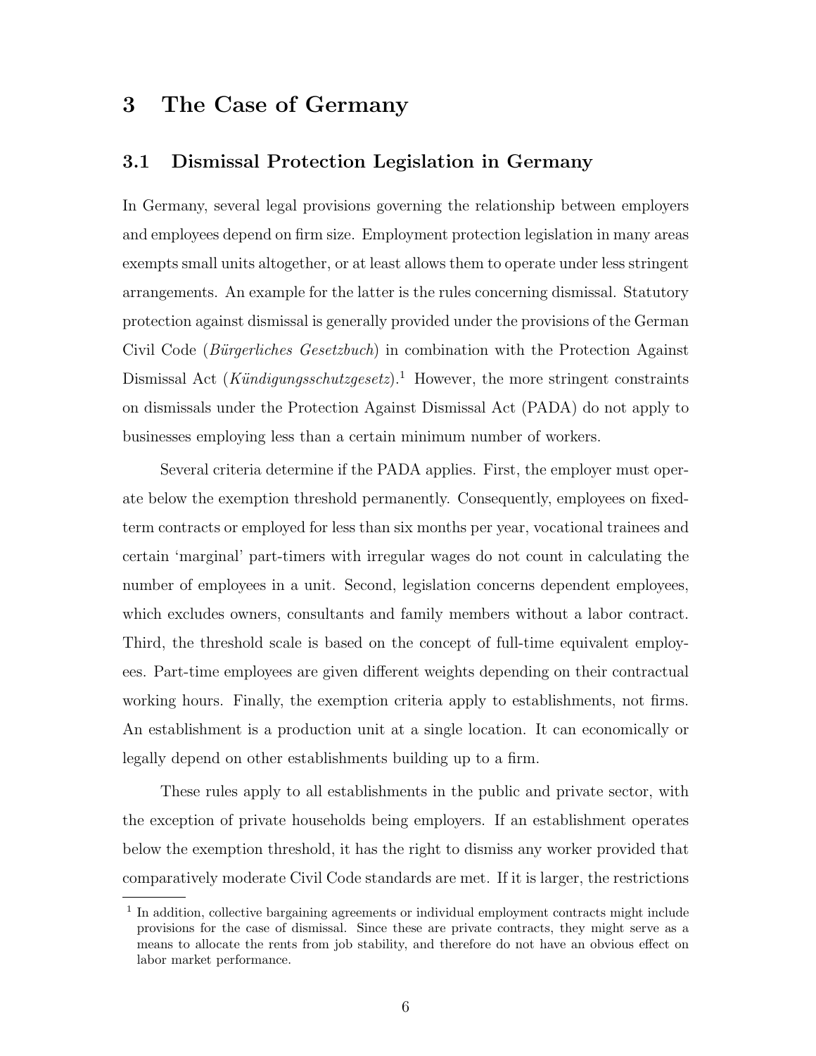# 3 The Case of Germany

## 3.1 Dismissal Protection Legislation in Germany

In Germany, several legal provisions governing the relationship between employers and employees depend on firm size. Employment protection legislation in many areas exempts small units altogether, or at least allows them to operate under less stringent arrangements. An example for the latter is the rules concerning dismissal. Statutory protection against dismissal is generally provided under the provisions of the German Civil Code (*Bürgerliches Gesetzbuch*) in combination with the Protection Against Dismissal Act (*Kündigungsschutzgesetz*).[1] However, the more stringent constraints on dismissals under the Protection Against Dismissal Act (PADA) do not apply to businesses employing less than a certain minimum number of workers.

Several criteria determine if the PADA applies. First, the employer must operate below the exemption threshold permanently. Consequently, employees on fixed-term contracts or employed for less than six months per year, vocational trainees and certain 'marginal' part-timers with irregular wages do not count in calculating the number of employees in a unit. Second, legislation concerns dependent employees, which excludes owners, consultants and family members without a labor contract. Third, the threshold scale is based on the concept of full-time equivalent employees. Part-time employees are given different weights depending on their contractual working hours. Finally, the exemption criteria apply to establishments, not firms. An establishment is a production unit at a single location. It can economically or legally depend on other establishments building up to a firm.

These rules apply to all establishments in the public and private sector, with the exception of private households being employers. If an establishment operates below the exemption threshold, it has the right to dismiss any worker provided that comparatively moderate Civil Code standards are met. If it is larger, the restrictions

[1] In addition, collective bargaining agreements or individual employment contracts might include provisions for the case of dismissal. Since these are private contracts, they might serve as a means to allocate the rents from job stability, and therefore do not have an obvious effect on labor market performance.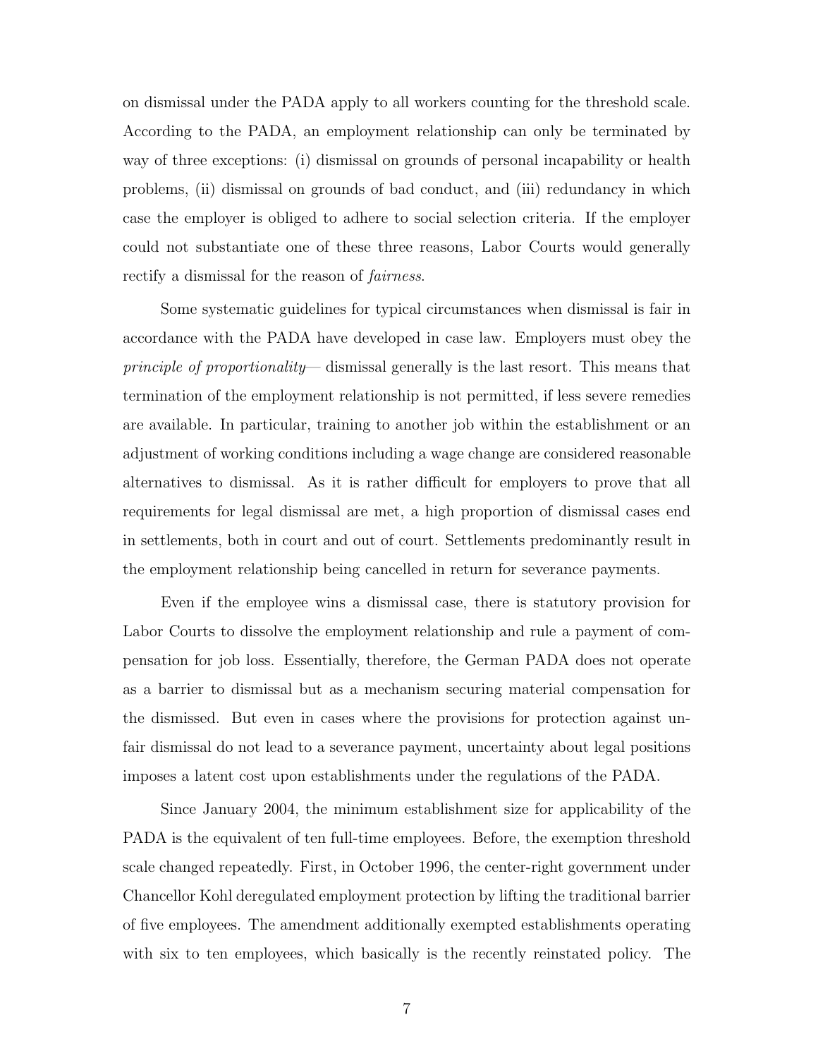on dismissal under the PADA apply to all workers counting for the threshold scale. According to the PADA, an employment relationship can only be terminated by way of three exceptions: (i) dismissal on grounds of personal incapability or health problems, (ii) dismissal on grounds of bad conduct, and (iii) redundancy in which case the employer is obliged to adhere to social selection criteria. If the employer could not substantiate one of these three reasons, Labor Courts would generally rectify a dismissal for the reason of *fairness*.

Some systematic guidelines for typical circumstances when dismissal is fair in accordance with the PADA have developed in case law. Employers must obey the *principle of proportionality*— dismissal generally is the last resort. This means that termination of the employment relationship is not permitted, if less severe remedies are available. In particular, training to another job within the establishment or an adjustment of working conditions including a wage change are considered reasonable alternatives to dismissal. As it is rather difficult for employers to prove that all requirements for legal dismissal are met, a high proportion of dismissal cases end in settlements, both in court and out of court. Settlements predominantly result in the employment relationship being cancelled in return for severance payments.

Even if the employee wins a dismissal case, there is statutory provision for Labor Courts to dissolve the employment relationship and rule a payment of compensation for job loss. Essentially, therefore, the German PADA does not operate as a barrier to dismissal but as a mechanism securing material compensation for the dismissed. But even in cases where the provisions for protection against unfair dismissal do not lead to a severance payment, uncertainty about legal positions imposes a latent cost upon establishments under the regulations of the PADA.

Since January 2004, the minimum establishment size for applicability of the PADA is the equivalent of ten full-time employees. Before, the exemption threshold scale changed repeatedly. First, in October 1996, the center-right government under Chancellor Kohl deregulated employment protection by lifting the traditional barrier of five employees. The amendment additionally exempted establishments operating with six to ten employees, which basically is the recently reinstated policy. The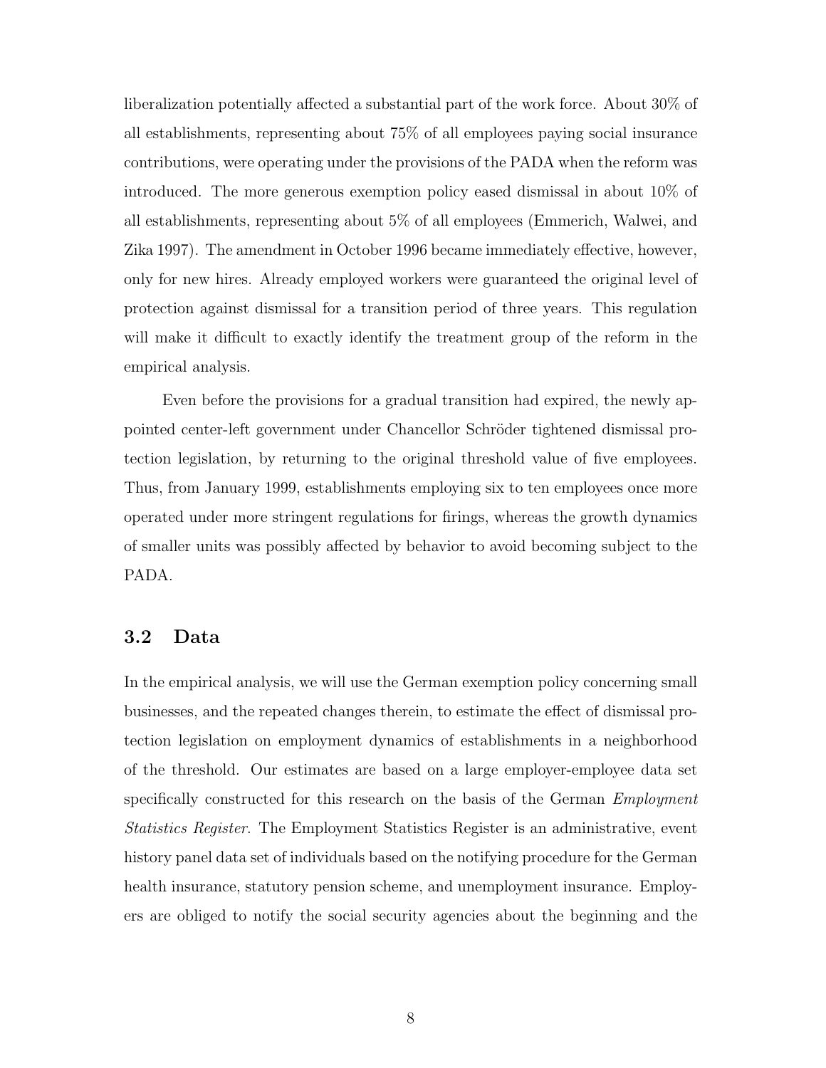liberalization potentially affected a substantial part of the work force. About 30% of all establishments, representing about 75% of all employees paying social insurance contributions, were operating under the provisions of the PADA when the reform was introduced. The more generous exemption policy eased dismissal in about 10% of all establishments, representing about 5% of all employees (Emmerich, Walwei, and Zika 1997). The amendment in October 1996 became immediately effective, however, only for new hires. Already employed workers were guaranteed the original level of protection against dismissal for a transition period of three years. This regulation will make it difficult to exactly identify the treatment group of the reform in the empirical analysis.

Even before the provisions for a gradual transition had expired, the newly appointed center-left government under Chancellor Schröder tightened dismissal protection legislation, by returning to the original threshold value of five employees. Thus, from January 1999, establishments employing six to ten employees once more operated under more stringent regulations for firings, whereas the growth dynamics of smaller units was possibly affected by behavior to avoid becoming subject to the PADA.

### 3.2 Data

In the empirical analysis, we will use the German exemption policy concerning small businesses, and the repeated changes therein, to estimate the effect of dismissal protection legislation on employment dynamics of establishments in a neighborhood of the threshold. Our estimates are based on a large employer-employee data set specifically constructed for this research on the basis of the German *Employment Statistics Register*. The Employment Statistics Register is an administrative, event history panel data set of individuals based on the notifying procedure for the German health insurance, statutory pension scheme, and unemployment insurance. Employers are obliged to notify the social security agencies about the beginning and the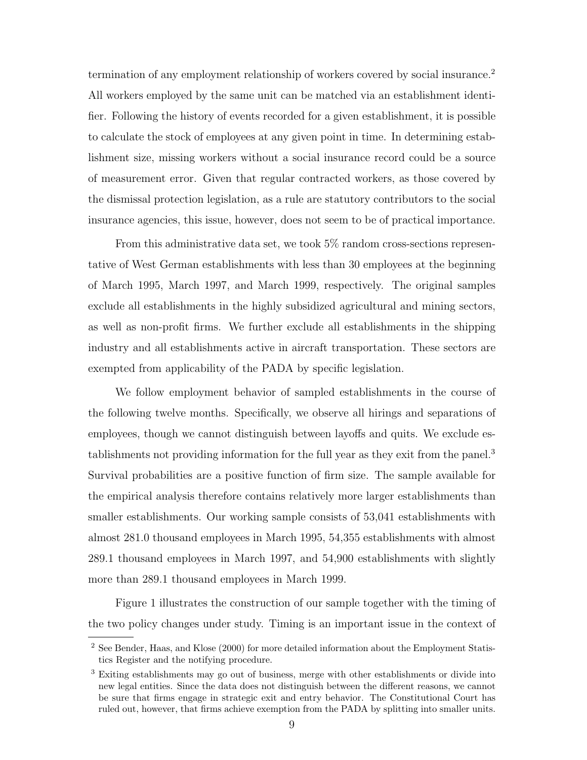termination of any employment relationship of workers covered by social insurance.[2] All workers employed by the same unit can be matched via an establishment identifier. Following the history of events recorded for a given establishment, it is possible to calculate the stock of employees at any given point in time. In determining establishment size, missing workers without a social insurance record could be a source of measurement error. Given that regular contracted workers, as those covered by the dismissal protection legislation, as a rule are statutory contributors to the social insurance agencies, this issue, however, does not seem to be of practical importance.

From this administrative data set, we took 5% random cross-sections representative of West German establishments with less than 30 employees at the beginning of March 1995, March 1997, and March 1999, respectively. The original samples exclude all establishments in the highly subsidized agricultural and mining sectors, as well as non-profit firms. We further exclude all establishments in the shipping industry and all establishments active in aircraft transportation. These sectors are exempted from applicability of the PADA by specific legislation.

We follow employment behavior of sampled establishments in the course of the following twelve months. Specifically, we observe all hirings and separations of employees, though we cannot distinguish between layoffs and quits. We exclude establishments not providing information for the full year as they exit from the panel.[3] Survival probabilities are a positive function of firm size. The sample available for the empirical analysis therefore contains relatively more larger establishments than smaller establishments. Our working sample consists of 53,041 establishments with almost 281.0 thousand employees in March 1995, 54,355 establishments with almost 289.1 thousand employees in March 1997, and 54,900 establishments with slightly more than 289.1 thousand employees in March 1999.

Figure 1 illustrates the construction of our sample together with the timing of the two policy changes under study. Timing is an important issue in the context of

---

[2] See Bender, Haas, and Klose (2000) for more detailed information about the Employment Statistics Register and the notifying procedure.

[3] Exiting establishments may go out of business, merge with other establishments or divide into new legal entities. Since the data does not distinguish between the different reasons, we cannot be sure that firms engage in strategic exit and entry behavior. The Constitutional Court has ruled out, however, that firms achieve exemption from the PADA by splitting into smaller units.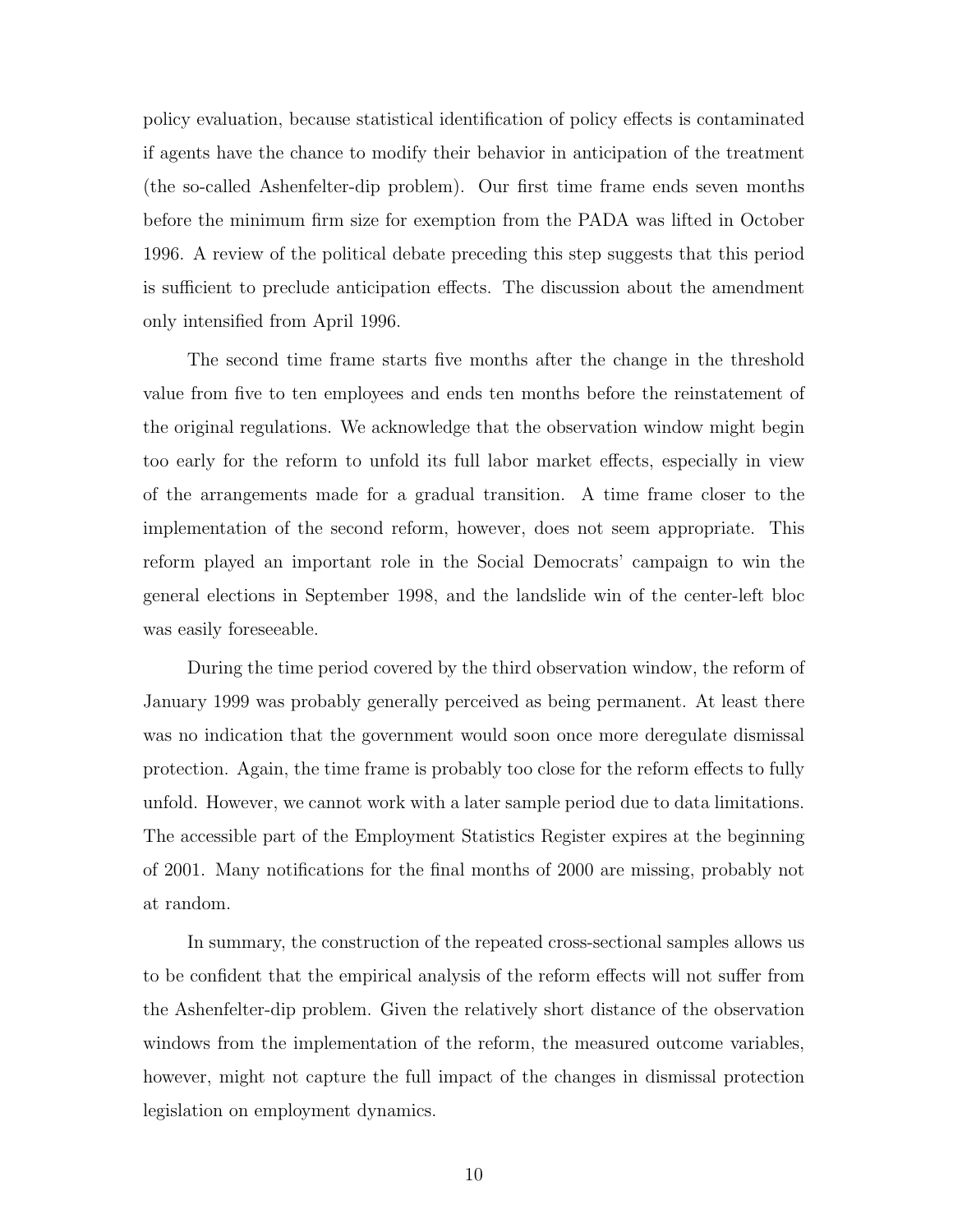policy evaluation, because statistical identification of policy effects is contaminated if agents have the chance to modify their behavior in anticipation of the treatment (the so-called Ashenfelter-dip problem). Our first time frame ends seven months before the minimum firm size for exemption from the PADA was lifted in October 1996. A review of the political debate preceding this step suggests that this period is sufficient to preclude anticipation effects. The discussion about the amendment only intensified from April 1996.

The second time frame starts five months after the change in the threshold value from five to ten employees and ends ten months before the reinstatement of the original regulations. We acknowledge that the observation window might begin too early for the reform to unfold its full labor market effects, especially in view of the arrangements made for a gradual transition. A time frame closer to the implementation of the second reform, however, does not seem appropriate. This reform played an important role in the Social Democrats' campaign to win the general elections in September 1998, and the landslide win of the center-left bloc was easily foreseeable.

During the time period covered by the third observation window, the reform of January 1999 was probably generally perceived as being permanent. At least there was no indication that the government would soon once more deregulate dismissal protection. Again, the time frame is probably too close for the reform effects to fully unfold. However, we cannot work with a later sample period due to data limitations. The accessible part of the Employment Statistics Register expires at the beginning of 2001. Many notifications for the final months of 2000 are missing, probably not at random.

In summary, the construction of the repeated cross-sectional samples allows us to be confident that the empirical analysis of the reform effects will not suffer from the Ashenfelter-dip problem. Given the relatively short distance of the observation windows from the implementation of the reform, the measured outcome variables, however, might not capture the full impact of the changes in dismissal protection legislation on employment dynamics.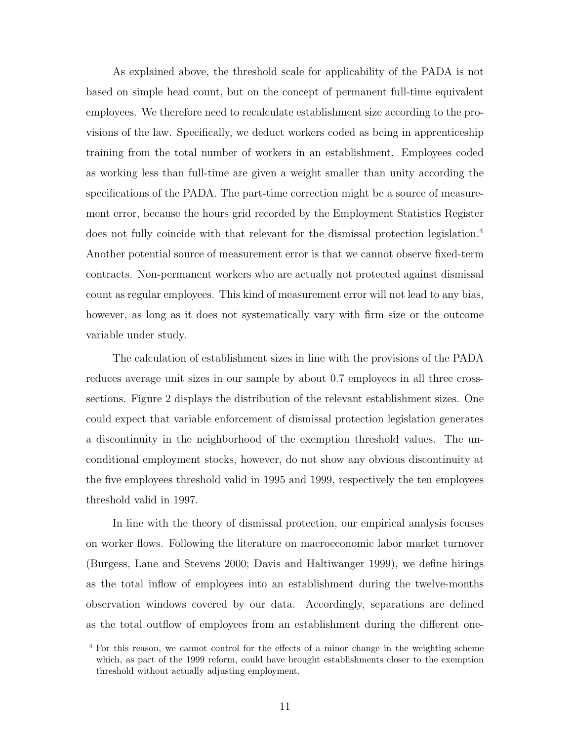As explained above, the threshold scale for applicability of the PADA is not based on simple head count, but on the concept of permanent full-time equivalent employees. We therefore need to recalculate establishment size according to the provisions of the law. Specifically, we deduct workers coded as being in apprenticeship training from the total number of workers in an establishment. Employees coded as working less than full-time are given a weight smaller than unity according the specifications of the PADA. The part-time correction might be a source of measurement error, because the hours grid recorded by the Employment Statistics Register does not fully coincide with that relevant for the dismissal protection legislation.[4] Another potential source of measurement error is that we cannot observe fixed-term contracts. Non-permanent workers who are actually not protected against dismissal count as regular employees. This kind of measurement error will not lead to any bias, however, as long as it does not systematically vary with firm size or the outcome variable under study.

The calculation of establishment sizes in line with the provisions of the PADA reduces average unit sizes in our sample by about 0.7 employees in all three cross-sections. Figure 2 displays the distribution of the relevant establishment sizes. One could expect that variable enforcement of dismissal protection legislation generates a discontinuity in the neighborhood of the exemption threshold values. The unconditional employment stocks, however, do not show any obvious discontinuity at the five employees threshold valid in 1995 and 1999, respectively the ten employees threshold valid in 1997.

In line with the theory of dismissal protection, our empirical analysis focuses on worker flows. Following the literature on macroeconomic labor market turnover (Burgess, Lane and Stevens 2000; Davis and Haltiwanger 1999), we define hirings as the total inflow of employees into an establishment during the twelve-months observation windows covered by our data. Accordingly, separations are defined as the total outflow of employees from an establishment during the different one-

[4] For this reason, we cannot control for the effects of a minor change in the weighting scheme which, as part of the 1999 reform, could have brought establishments closer to the exemption threshold without actually adjusting employment.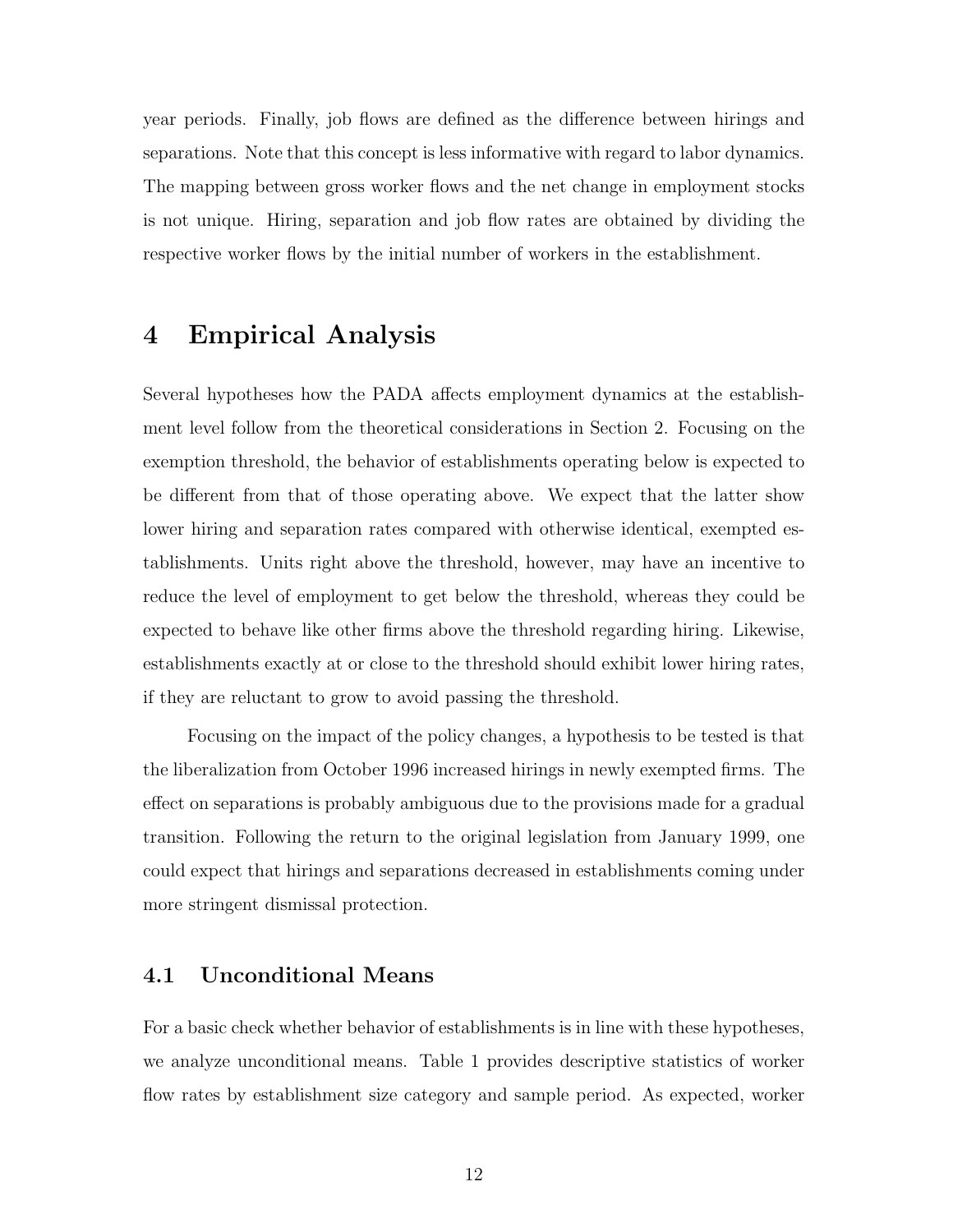year periods. Finally, job flows are defined as the difference between hirings and separations. Note that this concept is less informative with regard to labor dynamics. The mapping between gross worker flows and the net change in employment stocks is not unique. Hiring, separation and job flow rates are obtained by dividing the respective worker flows by the initial number of workers in the establishment.

# 4 Empirical Analysis

Several hypotheses how the PADA affects employment dynamics at the establishment level follow from the theoretical considerations in Section 2. Focusing on the exemption threshold, the behavior of establishments operating below is expected to be different from that of those operating above. We expect that the latter show lower hiring and separation rates compared with otherwise identical, exempted establishments. Units right above the threshold, however, may have an incentive to reduce the level of employment to get below the threshold, whereas they could be expected to behave like other firms above the threshold regarding hiring. Likewise, establishments exactly at or close to the threshold should exhibit lower hiring rates, if they are reluctant to grow to avoid passing the threshold.

Focusing on the impact of the policy changes, a hypothesis to be tested is that the liberalization from October 1996 increased hirings in newly exempted firms. The effect on separations is probably ambiguous due to the provisions made for a gradual transition. Following the return to the original legislation from January 1999, one could expect that hirings and separations decreased in establishments coming under more stringent dismissal protection.

## 4.1 Unconditional Means

For a basic check whether behavior of establishments is in line with these hypotheses, we analyze unconditional means. Table 1 provides descriptive statistics of worker flow rates by establishment size category and sample period. As expected, worker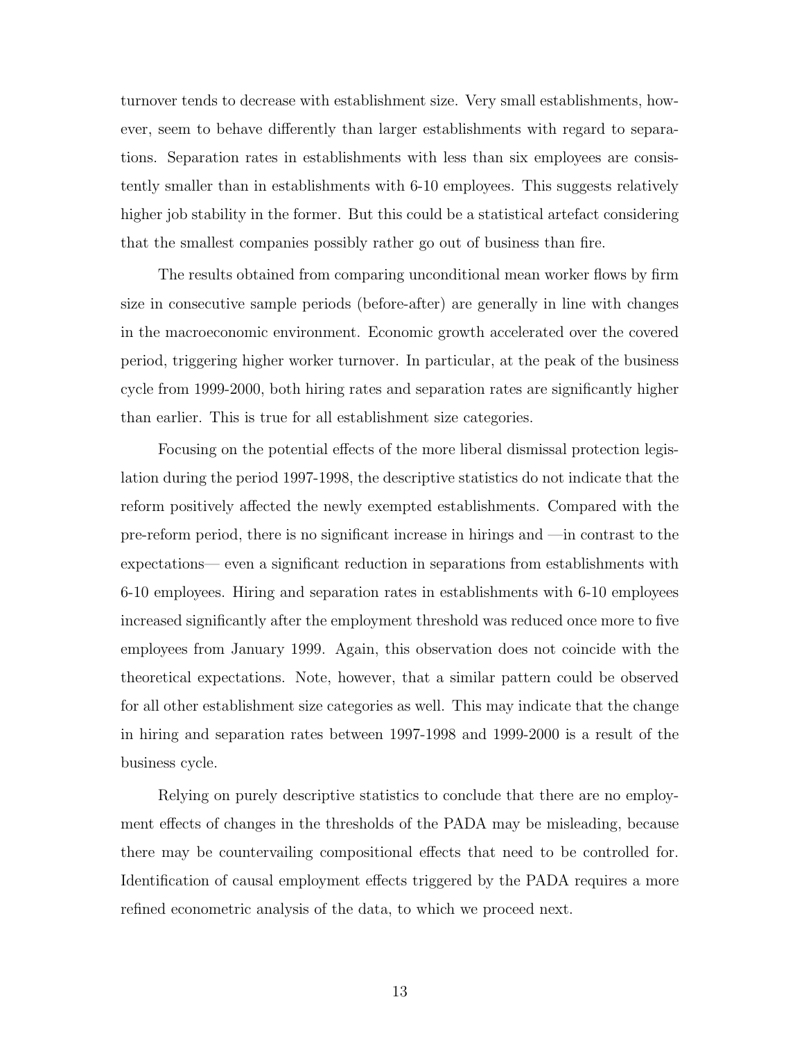turnover tends to decrease with establishment size. Very small establishments, however, seem to behave differently than larger establishments with regard to separations. Separation rates in establishments with less than six employees are consistently smaller than in establishments with 6-10 employees. This suggests relatively higher job stability in the former. But this could be a statistical artefact considering that the smallest companies possibly rather go out of business than fire.

The results obtained from comparing unconditional mean worker flows by firm size in consecutive sample periods (before-after) are generally in line with changes in the macroeconomic environment. Economic growth accelerated over the covered period, triggering higher worker turnover. In particular, at the peak of the business cycle from 1999-2000, both hiring rates and separation rates are significantly higher than earlier. This is true for all establishment size categories.

Focusing on the potential effects of the more liberal dismissal protection legislation during the period 1997-1998, the descriptive statistics do not indicate that the reform positively affected the newly exempted establishments. Compared with the pre-reform period, there is no significant increase in hirings and —in contrast to the expectations— even a significant reduction in separations from establishments with 6-10 employees. Hiring and separation rates in establishments with 6-10 employees increased significantly after the employment threshold was reduced once more to five employees from January 1999. Again, this observation does not coincide with the theoretical expectations. Note, however, that a similar pattern could be observed for all other establishment size categories as well. This may indicate that the change in hiring and separation rates between 1997-1998 and 1999-2000 is a result of the business cycle.

Relying on purely descriptive statistics to conclude that there are no employment effects of changes in the thresholds of the PADA may be misleading, because there may be countervailing compositional effects that need to be controlled for. Identification of causal employment effects triggered by the PADA requires a more refined econometric analysis of the data, to which we proceed next.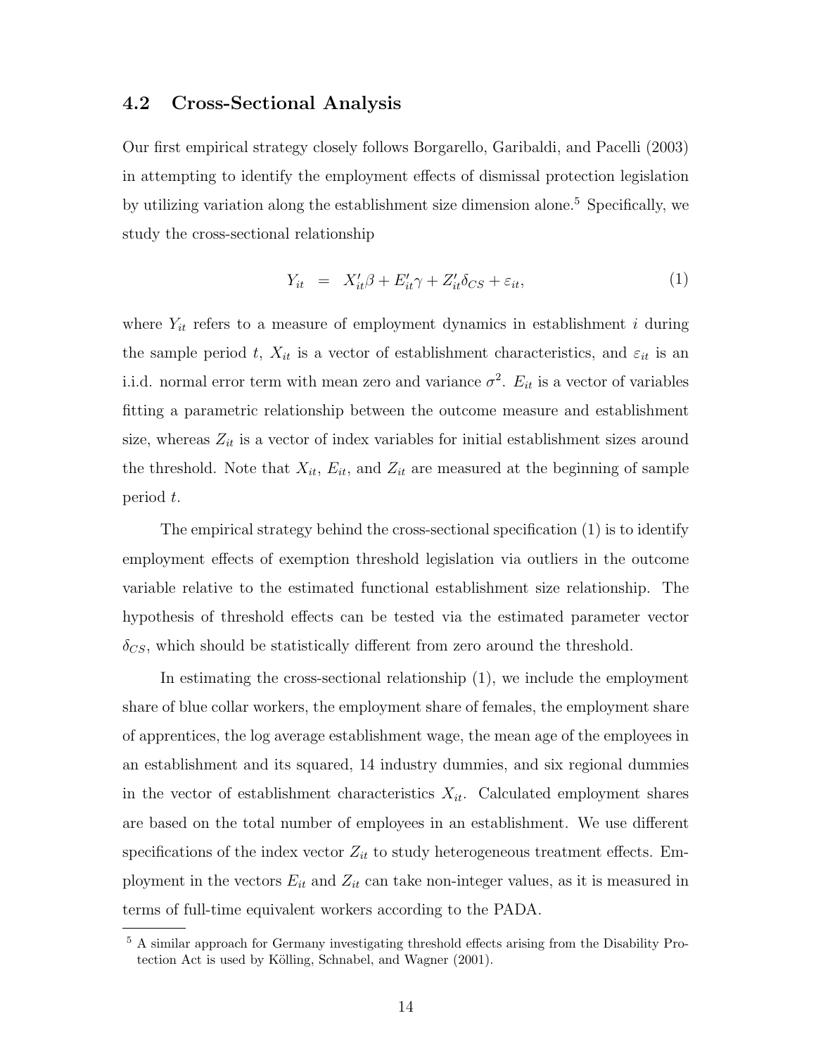## 4.2 Cross-Sectional Analysis

Our first empirical strategy closely follows Borgarello, Garibaldi, and Pacelli (2003) in attempting to identify the employment effects of dismissal protection legislation by utilizing variation along the establishment size dimension alone.[5] Specifically, we study the cross-sectional relationship

$$Y_{it} \quad = \quad X_{it}'\beta + E_{it}'\gamma + Z_{it}'\delta_{CS} + \varepsilon_{it}, \tag{1}$$

where $Y_{it}$ refers to a measure of employment dynamics in establishment $i$ during the sample period $t$, $X_{it}$ is a vector of establishment characteristics, and $\varepsilon_{it}$ is an i.i.d. normal error term with mean zero and variance $\sigma^2$. $E_{it}$ is a vector of variables fitting a parametric relationship between the outcome measure and establishment size, whereas $Z_{it}$ is a vector of index variables for initial establishment sizes around the threshold. Note that $X_{it}$, $E_{it}$, and $Z_{it}$ are measured at the beginning of sample period $t$.

The empirical strategy behind the cross-sectional specification (1) is to identify employment effects of exemption threshold legislation via outliers in the outcome variable relative to the estimated functional establishment size relationship. The hypothesis of threshold effects can be tested via the estimated parameter vector $\delta_{CS}$, which should be statistically different from zero around the threshold.

In estimating the cross-sectional relationship (1), we include the employment share of blue collar workers, the employment share of females, the employment share of apprentices, the log average establishment wage, the mean age of the employees in an establishment and its squared, 14 industry dummies, and six regional dummies in the vector of establishment characteristics $X_{it}$. Calculated employment shares are based on the total number of employees in an establishment. We use different specifications of the index vector $Z_{it}$ to study heterogeneous treatment effects. Employment in the vectors $E_{it}$ and $Z_{it}$ can take non-integer values, as it is measured in terms of full-time equivalent workers according to the PADA.

[5] A similar approach for Germany investigating threshold effects arising from the Disability Protection Act is used by Kölling, Schnabel, and Wagner (2001).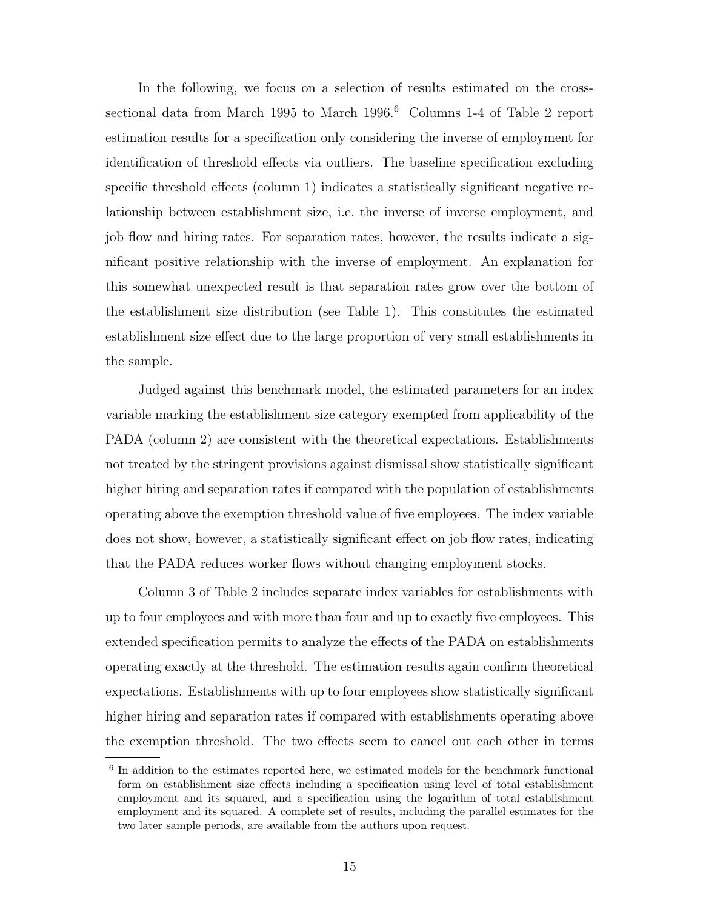In the following, we focus on a selection of results estimated on the cross-sectional data from March 1995 to March 1996.[6] Columns 1-4 of Table 2 report estimation results for a specification only considering the inverse of employment for identification of threshold effects via outliers. The baseline specification excluding specific threshold effects (column 1) indicates a statistically significant negative relationship between establishment size, i.e. the inverse of inverse employment, and job flow and hiring rates. For separation rates, however, the results indicate a significant positive relationship with the inverse of employment. An explanation for this somewhat unexpected result is that separation rates grow over the bottom of the establishment size distribution (see Table 1). This constitutes the estimated establishment size effect due to the large proportion of very small establishments in the sample.

Judged against this benchmark model, the estimated parameters for an index variable marking the establishment size category exempted from applicability of the PADA (column 2) are consistent with the theoretical expectations. Establishments not treated by the stringent provisions against dismissal show statistically significant higher hiring and separation rates if compared with the population of establishments operating above the exemption threshold value of five employees. The index variable does not show, however, a statistically significant effect on job flow rates, indicating that the PADA reduces worker flows without changing employment stocks.

Column 3 of Table 2 includes separate index variables for establishments with up to four employees and with more than four and up to exactly five employees. This extended specification permits to analyze the effects of the PADA on establishments operating exactly at the threshold. The estimation results again confirm theoretical expectations. Establishments with up to four employees show statistically significant higher hiring and separation rates if compared with establishments operating above the exemption threshold. The two effects seem to cancel out each other in terms

[6] In addition to the estimates reported here, we estimated models for the benchmark functional form on establishment size effects including a specification using level of total establishment employment and its squared, and a specification using the logarithm of total establishment employment and its squared. A complete set of results, including the parallel estimates for the two later sample periods, are available from the authors upon request.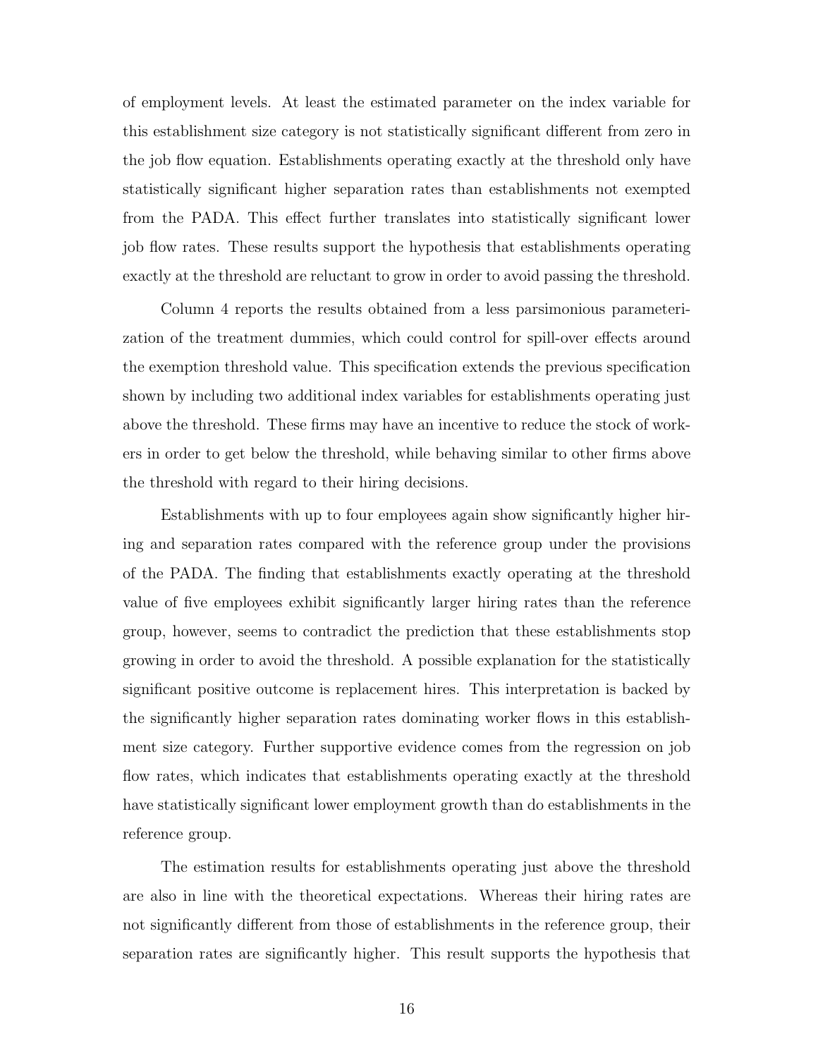of employment levels. At least the estimated parameter on the index variable for this establishment size category is not statistically significant different from zero in the job flow equation. Establishments operating exactly at the threshold only have statistically significant higher separation rates than establishments not exempted from the PADA. This effect further translates into statistically significant lower job flow rates. These results support the hypothesis that establishments operating exactly at the threshold are reluctant to grow in order to avoid passing the threshold.

Column 4 reports the results obtained from a less parsimonious parameterization of the treatment dummies, which could control for spill-over effects around the exemption threshold value. This specification extends the previous specification shown by including two additional index variables for establishments operating just above the threshold. These firms may have an incentive to reduce the stock of workers in order to get below the threshold, while behaving similar to other firms above the threshold with regard to their hiring decisions.

Establishments with up to four employees again show significantly higher hiring and separation rates compared with the reference group under the provisions of the PADA. The finding that establishments exactly operating at the threshold value of five employees exhibit significantly larger hiring rates than the reference group, however, seems to contradict the prediction that these establishments stop growing in order to avoid the threshold. A possible explanation for the statistically significant positive outcome is replacement hires. This interpretation is backed by the significantly higher separation rates dominating worker flows in this establishment size category. Further supportive evidence comes from the regression on job flow rates, which indicates that establishments operating exactly at the threshold have statistically significant lower employment growth than do establishments in the reference group.

The estimation results for establishments operating just above the threshold are also in line with the theoretical expectations. Whereas their hiring rates are not significantly different from those of establishments in the reference group, their separation rates are significantly higher. This result supports the hypothesis that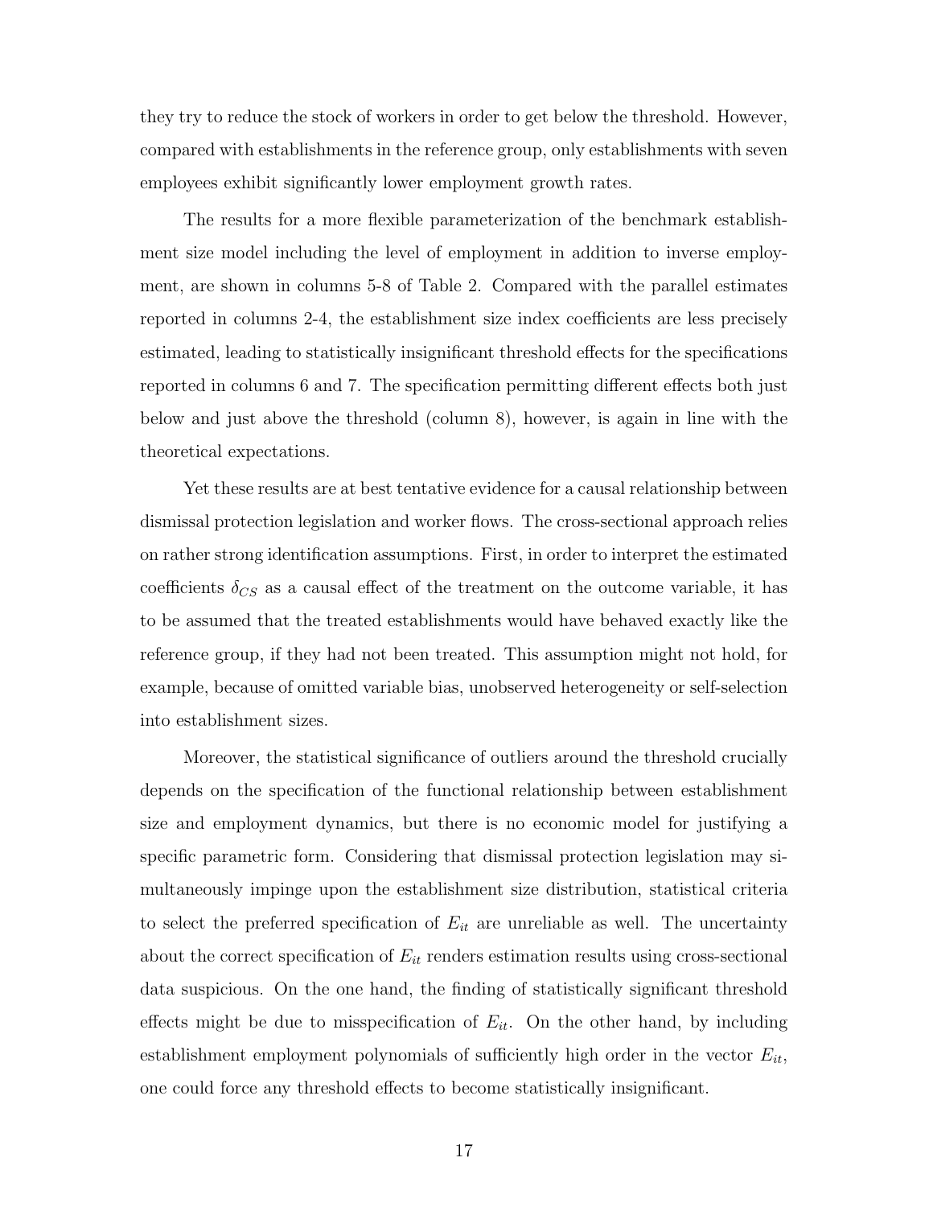they try to reduce the stock of workers in order to get below the threshold. However, compared with establishments in the reference group, only establishments with seven employees exhibit significantly lower employment growth rates.

The results for a more flexible parameterization of the benchmark establishment size model including the level of employment in addition to inverse employment, are shown in columns 5-8 of Table 2. Compared with the parallel estimates reported in columns 2-4, the establishment size index coefficients are less precisely estimated, leading to statistically insignificant threshold effects for the specifications reported in columns 6 and 7. The specification permitting different effects both just below and just above the threshold (column 8), however, is again in line with the theoretical expectations.

Yet these results are at best tentative evidence for a causal relationship between dismissal protection legislation and worker flows. The cross-sectional approach relies on rather strong identification assumptions. First, in order to interpret the estimated coefficients $\delta_{CS}$ as a causal effect of the treatment on the outcome variable, it has to be assumed that the treated establishments would have behaved exactly like the reference group, if they had not been treated. This assumption might not hold, for example, because of omitted variable bias, unobserved heterogeneity or self-selection into establishment sizes.

Moreover, the statistical significance of outliers around the threshold crucially depends on the specification of the functional relationship between establishment size and employment dynamics, but there is no economic model for justifying a specific parametric form. Considering that dismissal protection legislation may simultaneously impinge upon the establishment size distribution, statistical criteria to select the preferred specification of $E_{it}$ are unreliable as well. The uncertainty about the correct specification of $E_{it}$ renders estimation results using cross-sectional data suspicious. On the one hand, the finding of statistically significant threshold effects might be due to misspecification of $E_{it}$. On the other hand, by including establishment employment polynomials of sufficiently high order in the vector $E_{it}$, one could force any threshold effects to become statistically insignificant.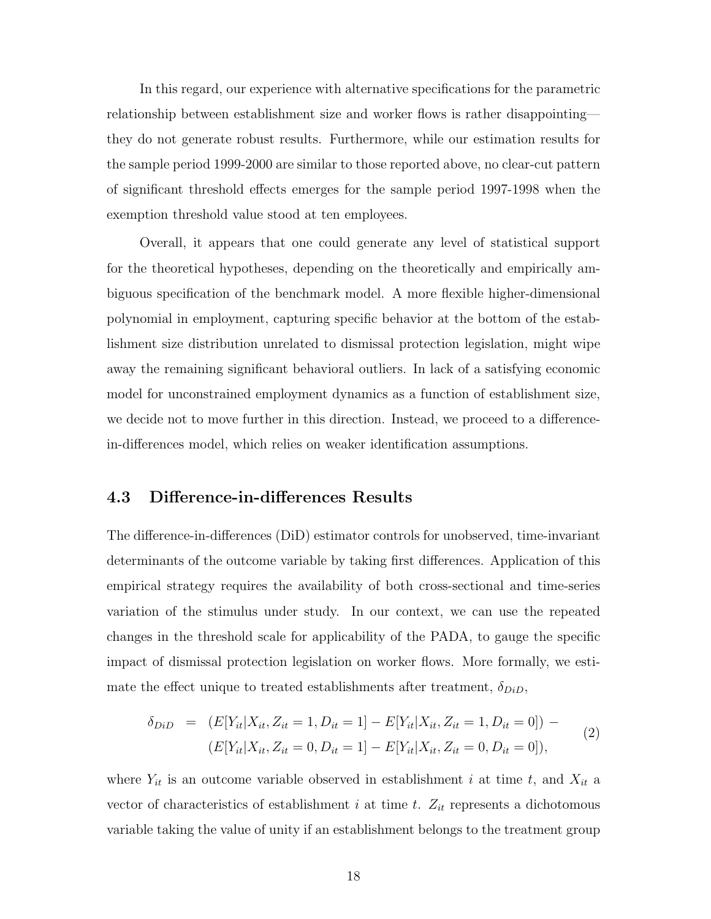In this regard, our experience with alternative specifications for the parametric relationship between establishment size and worker flows is rather disappointing—they do not generate robust results. Furthermore, while our estimation results for the sample period 1999-2000 are similar to those reported above, no clear-cut pattern of significant threshold effects emerges for the sample period 1997-1998 when the exemption threshold value stood at ten employees.

Overall, it appears that one could generate any level of statistical support for the theoretical hypotheses, depending on the theoretically and empirically ambiguous specification of the benchmark model. A more flexible higher-dimensional polynomial in employment, capturing specific behavior at the bottom of the establishment size distribution unrelated to dismissal protection legislation, might wipe away the remaining significant behavioral outliers. In lack of a satisfying economic model for unconstrained employment dynamics as a function of establishment size, we decide not to move further in this direction. Instead, we proceed to a difference-in-differences model, which relies on weaker identification assumptions.

### 4.3 Difference-in-differences Results

The difference-in-differences (DiD) estimator controls for unobserved, time-invariant determinants of the outcome variable by taking first differences. Application of this empirical strategy requires the availability of both cross-sectional and time-series variation of the stimulus under study. In our context, we can use the repeated changes in the threshold scale for applicability of the PADA, to gauge the specific impact of dismissal protection legislation on worker flows. More formally, we estimate the effect unique to treated establishments after treatment, $\delta_{DiD}$,

$$
\begin{aligned}
\delta_{DiD} \; = \; & (E[Y_{it}|X_{it}, Z_{it}=1, D_{it}=1] - E[Y_{it}|X_{it}, Z_{it}=1, D_{it}=0]) \; - \\
& (E[Y_{it}|X_{it}, Z_{it}=0, D_{it}=1] - E[Y_{it}|X_{it}, Z_{it}=0, D_{it}=0]),
\end{aligned}
\tag{2}
$$

where $Y_{it}$ is an outcome variable observed in establishment $i$ at time $t$, and $X_{it}$ a vector of characteristics of establishment $i$ at time $t$. $Z_{it}$ represents a dichotomous variable taking the value of unity if an establishment belongs to the treatment group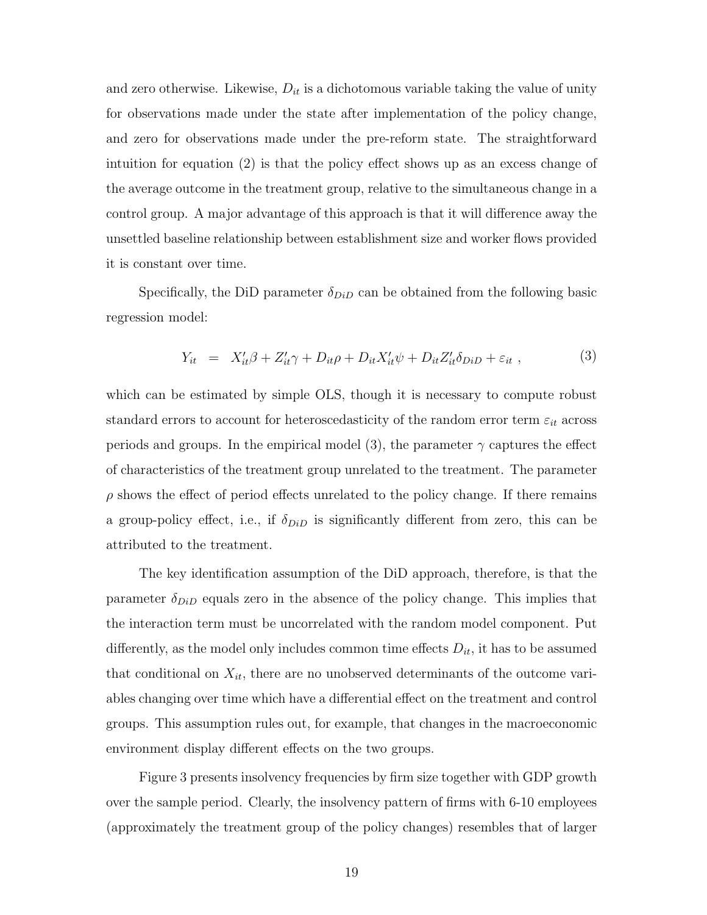and zero otherwise. Likewise, $D_{it}$ is a dichotomous variable taking the value of unity for observations made under the state after implementation of the policy change, and zero for observations made under the pre-reform state. The straightforward intuition for equation (2) is that the policy effect shows up as an excess change of the average outcome in the treatment group, relative to the simultaneous change in a control group. A major advantage of this approach is that it will difference away the unsettled baseline relationship between establishment size and worker flows provided it is constant over time.

Specifically, the DiD parameter $\delta_{DiD}$ can be obtained from the following basic regression model:

$$Y_{it} \;\; = \;\; X_{it}'\beta + Z_{it}'\gamma + D_{it}\rho + D_{it}X_{it}'\psi + D_{it}Z_{it}'\delta_{DiD} + \varepsilon_{it} \; , \tag{3}$$

which can be estimated by simple OLS, though it is necessary to compute robust standard errors to account for heteroscedasticity of the random error term $\varepsilon_{it}$ across periods and groups. In the empirical model (3), the parameter $\gamma$ captures the effect of characteristics of the treatment group unrelated to the treatment. The parameter $\rho$ shows the effect of period effects unrelated to the policy change. If there remains a group-policy effect, i.e., if $\delta_{DiD}$ is significantly different from zero, this can be attributed to the treatment.

The key identification assumption of the DiD approach, therefore, is that the parameter $\delta_{DiD}$ equals zero in the absence of the policy change. This implies that the interaction term must be uncorrelated with the random model component. Put differently, as the model only includes common time effects $D_{it}$, it has to be assumed that conditional on $X_{it}$, there are no unobserved determinants of the outcome variables changing over time which have a differential effect on the treatment and control groups. This assumption rules out, for example, that changes in the macroeconomic environment display different effects on the two groups.

Figure 3 presents insolvency frequencies by firm size together with GDP growth over the sample period. Clearly, the insolvency pattern of firms with 6-10 employees (approximately the treatment group of the policy changes) resembles that of larger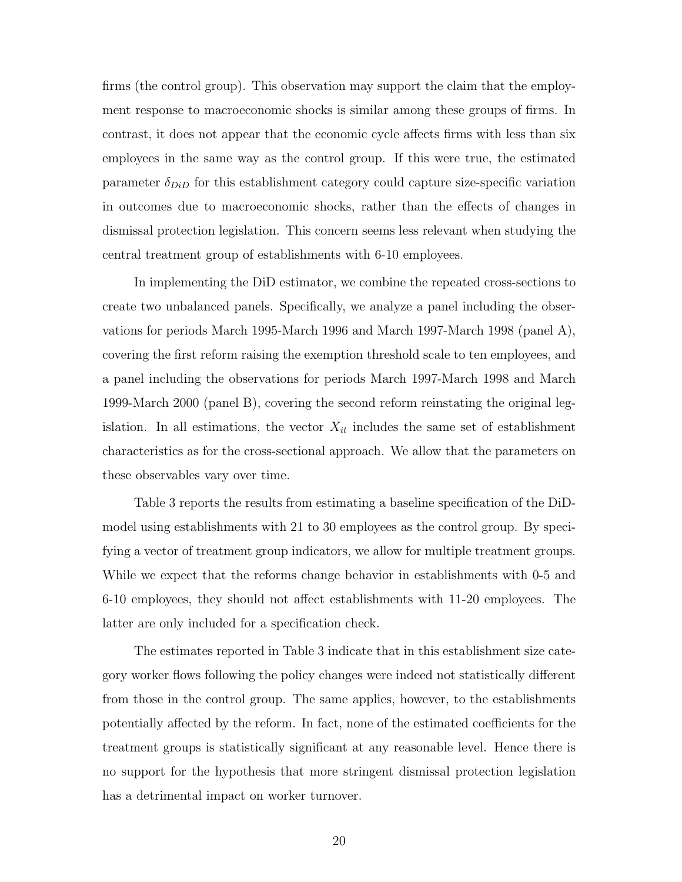firms (the control group). This observation may support the claim that the employment response to macroeconomic shocks is similar among these groups of firms. In contrast, it does not appear that the economic cycle affects firms with less than six employees in the same way as the control group. If this were true, the estimated parameter $\delta_{DiD}$ for this establishment category could capture size-specific variation in outcomes due to macroeconomic shocks, rather than the effects of changes in dismissal protection legislation. This concern seems less relevant when studying the central treatment group of establishments with 6-10 employees.

In implementing the DiD estimator, we combine the repeated cross-sections to create two unbalanced panels. Specifically, we analyze a panel including the observations for periods March 1995-March 1996 and March 1997-March 1998 (panel A), covering the first reform raising the exemption threshold scale to ten employees, and a panel including the observations for periods March 1997-March 1998 and March 1999-March 2000 (panel B), covering the second reform reinstating the original legislation. In all estimations, the vector $X_{it}$ includes the same set of establishment characteristics as for the cross-sectional approach. We allow that the parameters on these observables vary over time.

Table 3 reports the results from estimating a baseline specification of the DiD-model using establishments with 21 to 30 employees as the control group. By specifying a vector of treatment group indicators, we allow for multiple treatment groups. While we expect that the reforms change behavior in establishments with 0-5 and 6-10 employees, they should not affect establishments with 11-20 employees. The latter are only included for a specification check.

The estimates reported in Table 3 indicate that in this establishment size category worker flows following the policy changes were indeed not statistically different from those in the control group. The same applies, however, to the establishments potentially affected by the reform. In fact, none of the estimated coefficients for the treatment groups is statistically significant at any reasonable level. Hence there is no support for the hypothesis that more stringent dismissal protection legislation has a detrimental impact on worker turnover.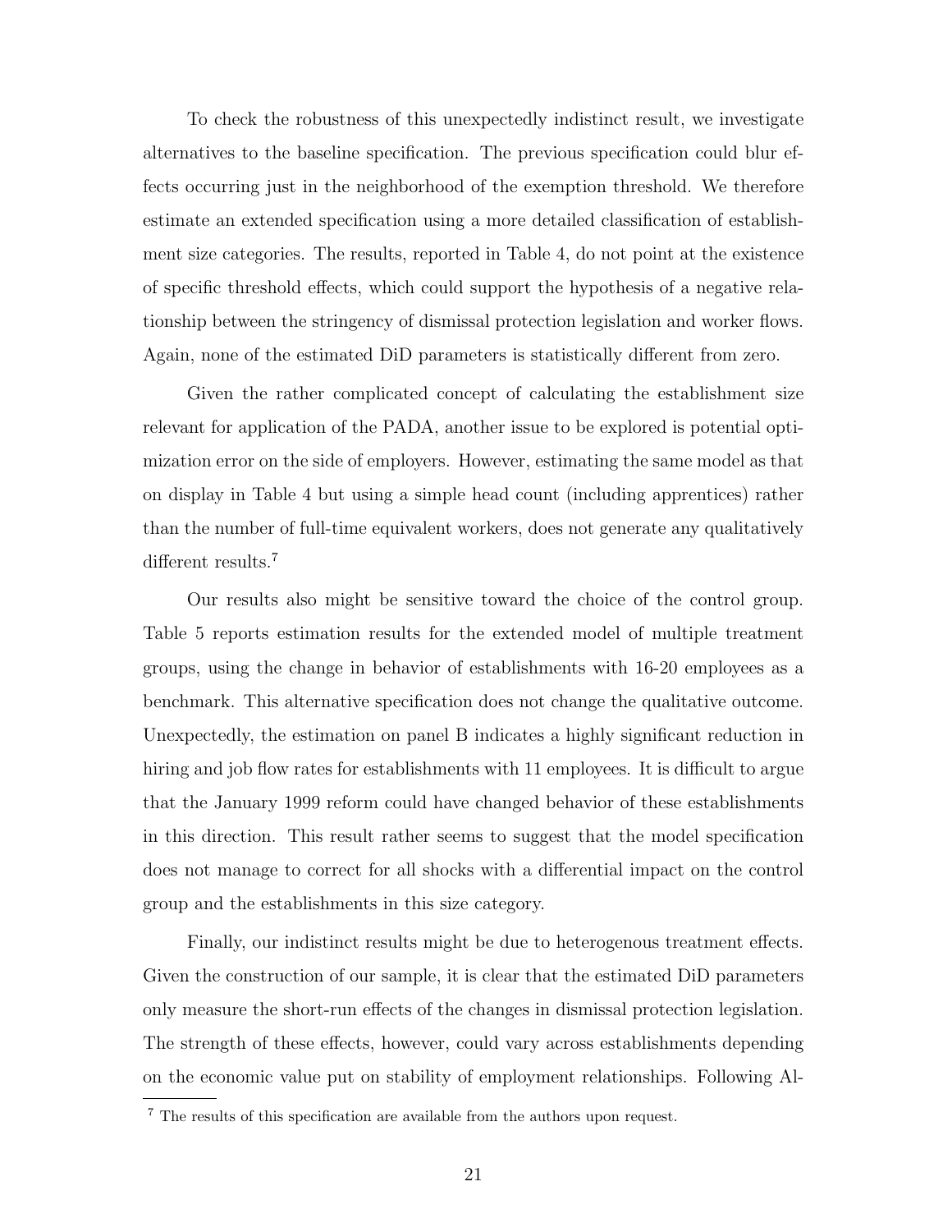To check the robustness of this unexpectedly indistinct result, we investigate alternatives to the baseline specification. The previous specification could blur effects occurring just in the neighborhood of the exemption threshold. We therefore estimate an extended specification using a more detailed classification of establishment size categories. The results, reported in Table 4, do not point at the existence of specific threshold effects, which could support the hypothesis of a negative relationship between the stringency of dismissal protection legislation and worker flows. Again, none of the estimated DiD parameters is statistically different from zero.

Given the rather complicated concept of calculating the establishment size relevant for application of the PADA, another issue to be explored is potential optimization error on the side of employers. However, estimating the same model as that on display in Table 4 but using a simple head count (including apprentices) rather than the number of full-time equivalent workers, does not generate any qualitatively different results.[7]

Our results also might be sensitive toward the choice of the control group. Table 5 reports estimation results for the extended model of multiple treatment groups, using the change in behavior of establishments with 16-20 employees as a benchmark. This alternative specification does not change the qualitative outcome. Unexpectedly, the estimation on panel B indicates a highly significant reduction in hiring and job flow rates for establishments with 11 employees. It is difficult to argue that the January 1999 reform could have changed behavior of these establishments in this direction. This result rather seems to suggest that the model specification does not manage to correct for all shocks with a differential impact on the control group and the establishments in this size category.

Finally, our indistinct results might be due to heterogenous treatment effects. Given the construction of our sample, it is clear that the estimated DiD parameters only measure the short-run effects of the changes in dismissal protection legislation. The strength of these effects, however, could vary across establishments depending on the economic value put on stability of employment relationships. Following Al-

[7] The results of this specification are available from the authors upon request.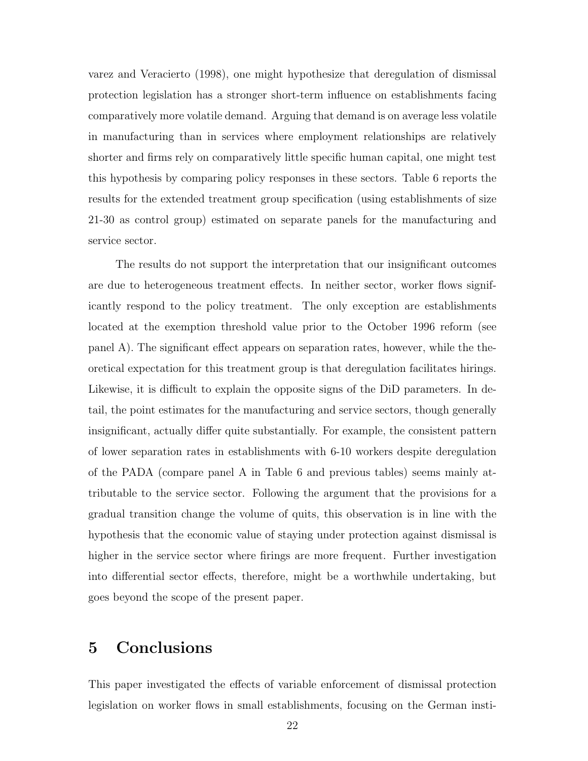varez and Veracierto (1998), one might hypothesize that deregulation of dismissal protection legislation has a stronger short-term influence on establishments facing comparatively more volatile demand. Arguing that demand is on average less volatile in manufacturing than in services where employment relationships are relatively shorter and firms rely on comparatively little specific human capital, one might test this hypothesis by comparing policy responses in these sectors. Table 6 reports the results for the extended treatment group specification (using establishments of size 21-30 as control group) estimated on separate panels for the manufacturing and service sector.

The results do not support the interpretation that our insignificant outcomes are due to heterogeneous treatment effects. In neither sector, worker flows significantly respond to the policy treatment. The only exception are establishments located at the exemption threshold value prior to the October 1996 reform (see panel A). The significant effect appears on separation rates, however, while the theoretical expectation for this treatment group is that deregulation facilitates hirings. Likewise, it is difficult to explain the opposite signs of the DiD parameters. In detail, the point estimates for the manufacturing and service sectors, though generally insignificant, actually differ quite substantially. For example, the consistent pattern of lower separation rates in establishments with 6-10 workers despite deregulation of the PADA (compare panel A in Table 6 and previous tables) seems mainly attributable to the service sector. Following the argument that the provisions for a gradual transition change the volume of quits, this observation is in line with the hypothesis that the economic value of staying under protection against dismissal is higher in the service sector where firings are more frequent. Further investigation into differential sector effects, therefore, might be a worthwhile undertaking, but goes beyond the scope of the present paper.

# 5 Conclusions

This paper investigated the effects of variable enforcement of dismissal protection legislation on worker flows in small establishments, focusing on the German insti-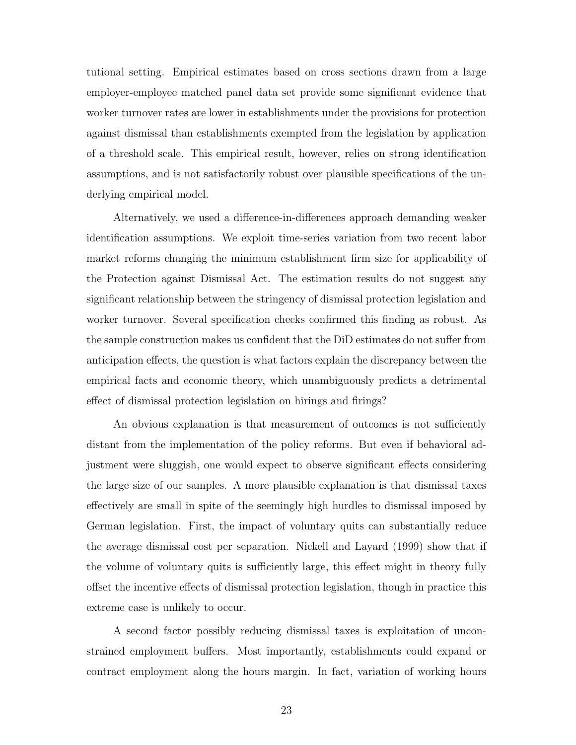tutional setting. Empirical estimates based on cross sections drawn from a large employer-employee matched panel data set provide some significant evidence that worker turnover rates are lower in establishments under the provisions for protection against dismissal than establishments exempted from the legislation by application of a threshold scale. This empirical result, however, relies on strong identification assumptions, and is not satisfactorily robust over plausible specifications of the underlying empirical model.

Alternatively, we used a difference-in-differences approach demanding weaker identification assumptions. We exploit time-series variation from two recent labor market reforms changing the minimum establishment firm size for applicability of the Protection against Dismissal Act. The estimation results do not suggest any significant relationship between the stringency of dismissal protection legislation and worker turnover. Several specification checks confirmed this finding as robust. As the sample construction makes us confident that the DiD estimates do not suffer from anticipation effects, the question is what factors explain the discrepancy between the empirical facts and economic theory, which unambiguously predicts a detrimental effect of dismissal protection legislation on hirings and firings?

An obvious explanation is that measurement of outcomes is not sufficiently distant from the implementation of the policy reforms. But even if behavioral adjustment were sluggish, one would expect to observe significant effects considering the large size of our samples. A more plausible explanation is that dismissal taxes effectively are small in spite of the seemingly high hurdles to dismissal imposed by German legislation. First, the impact of voluntary quits can substantially reduce the average dismissal cost per separation. Nickell and Layard (1999) show that if the volume of voluntary quits is sufficiently large, this effect might in theory fully offset the incentive effects of dismissal protection legislation, though in practice this extreme case is unlikely to occur.

A second factor possibly reducing dismissal taxes is exploitation of unconstrained employment buffers. Most importantly, establishments could expand or contract employment along the hours margin. In fact, variation of working hours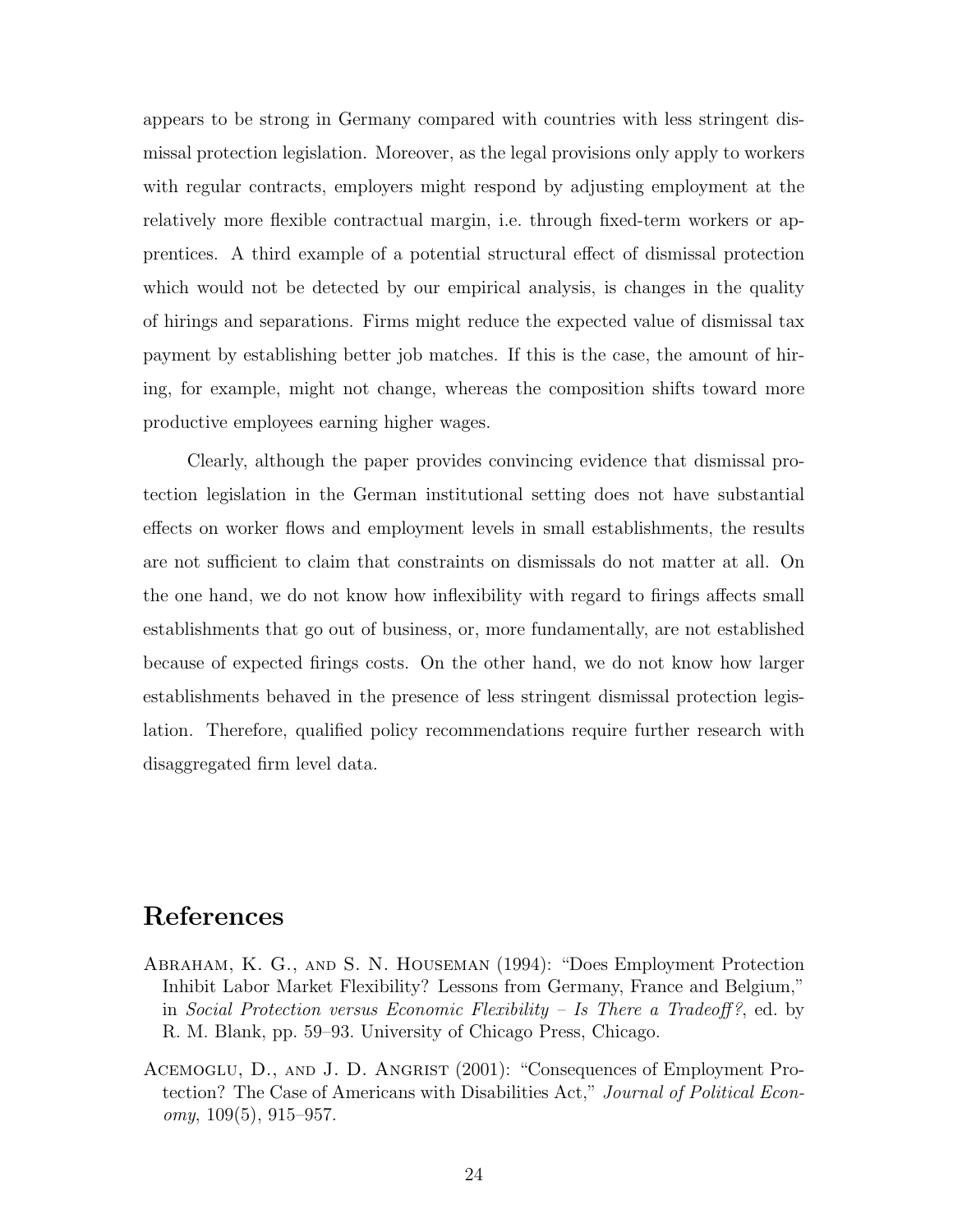appears to be strong in Germany compared with countries with less stringent dismissal protection legislation. Moreover, as the legal provisions only apply to workers with regular contracts, employers might respond by adjusting employment at the relatively more flexible contractual margin, i.e. through fixed-term workers or apprentices. A third example of a potential structural effect of dismissal protection which would not be detected by our empirical analysis, is changes in the quality of hirings and separations. Firms might reduce the expected value of dismissal tax payment by establishing better job matches. If this is the case, the amount of hiring, for example, might not change, whereas the composition shifts toward more productive employees earning higher wages.

Clearly, although the paper provides convincing evidence that dismissal protection legislation in the German institutional setting does not have substantial effects on worker flows and employment levels in small establishments, the results are not sufficient to claim that constraints on dismissals do not matter at all. On the one hand, we do not know how inflexibility with regard to firings affects small establishments that go out of business, or, more fundamentally, are not established because of expected firings costs. On the other hand, we do not know how larger establishments behaved in the presence of less stringent dismissal protection legislation. Therefore, qualified policy recommendations require further research with disaggregated firm level data.

# References

Abraham, K. G., and S. N. Houseman (1994): "Does Employment Protection Inhibit Labor Market Flexibility? Lessons from Germany, France and Belgium," in *Social Protection versus Economic Flexibility – Is There a Tradeoff?*, ed. by R. M. Blank, pp. 59–93. University of Chicago Press, Chicago.

Acemoglu, D., and J. D. Angrist (2001): "Consequences of Employment Protection? The Case of Americans with Disabilities Act," *Journal of Political Economy*, 109(5), 915–957.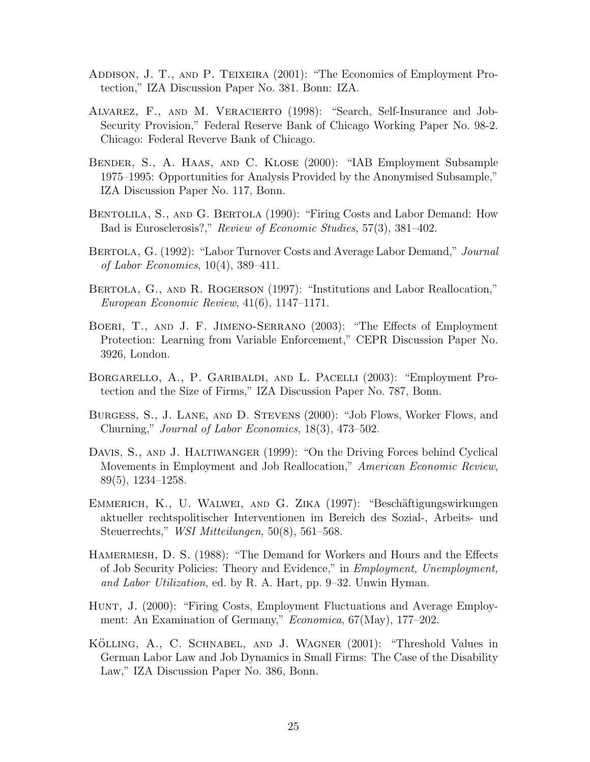Addison, J. T., and P. Teixeira (2001): "The Economics of Employment Protection," IZA Discussion Paper No. 381. Bonn: IZA.

Alvarez, F., and M. Veracierto (1998): "Search, Self-Insurance and Job-Security Provision," Federal Reserve Bank of Chicago Working Paper No. 98-2. Chicago: Federal Reverve Bank of Chicago.

Bender, S., A. Haas, and C. Klose (2000): "IAB Employment Subsample 1975–1995: Opportunities for Analysis Provided by the Anonymised Subsample," IZA Discussion Paper No. 117, Bonn.

Bentolila, S., and G. Bertola (1990): "Firing Costs and Labor Demand: How Bad is Eurosclerosis?," *Review of Economic Studies*, 57(3), 381–402.

Bertola, G. (1992): "Labor Turnover Costs and Average Labor Demand," *Journal of Labor Economics*, 10(4), 389–411.

Bertola, G., and R. Rogerson (1997): "Institutions and Labor Reallocation," *European Economic Review*, 41(6), 1147–1171.

Boeri, T., and J. F. Jimeno-Serrano (2003): "The Effects of Employment Protection: Learning from Variable Enforcement," CEPR Discussion Paper No. 3926, London.

Borgarello, A., P. Garibaldi, and L. Pacelli (2003): "Employment Protection and the Size of Firms," IZA Discussion Paper No. 787, Bonn.

Burgess, S., J. Lane, and D. Stevens (2000): "Job Flows, Worker Flows, and Churning," *Journal of Labor Economics*, 18(3), 473–502.

Davis, S., and J. Haltiwanger (1999): "On the Driving Forces behind Cyclical Movements in Employment and Job Reallocation," *American Economic Review*, 89(5), 1234–1258.

Emmerich, K., U. Walwei, and G. Zika (1997): "Beschäftigungswirkungen aktueller rechtspolitischer Interventionen im Bereich des Sozial-, Arbeits- und Steuerrechts," *WSI Mitteilungen*, 50(8), 561–568.

Hamermesh, D. S. (1988): "The Demand for Workers and Hours and the Effects of Job Security Policies: Theory and Evidence," in *Employment, Unemployment, and Labor Utilization*, ed. by R. A. Hart, pp. 9–32. Unwin Hyman.

Hunt, J. (2000): "Firing Costs, Employment Fluctuations and Average Employment: An Examination of Germany," *Economica*, 67(May), 177–202.

Kölling, A., C. Schnabel, and J. Wagner (2001): "Threshold Values in German Labor Law and Job Dynamics in Small Firms: The Case of the Disability Law," IZA Discussion Paper No. 386, Bonn.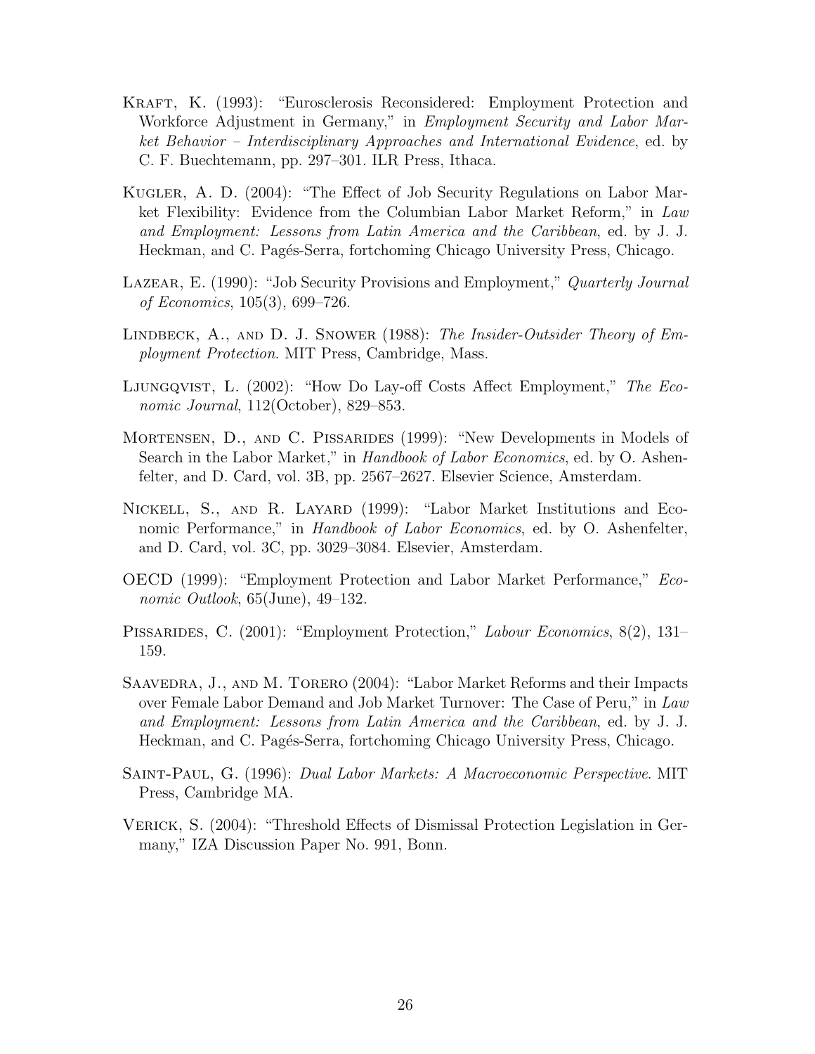Kraft, K. (1993): "Eurosclerosis Reconsidered: Employment Protection and Workforce Adjustment in Germany," in *Employment Security and Labor Market Behavior – Interdisciplinary Approaches and International Evidence*, ed. by C. F. Buechtemann, pp. 297–301. ILR Press, Ithaca.

Kugler, A. D. (2004): "The Effect of Job Security Regulations on Labor Market Flexibility: Evidence from the Columbian Labor Market Reform," in *Law and Employment: Lessons from Latin America and the Caribbean*, ed. by J. J. Heckman, and C. Pagés-Serra, fortchoming Chicago University Press, Chicago.

Lazear, E. (1990): "Job Security Provisions and Employment," *Quarterly Journal of Economics*, 105(3), 699–726.

Lindbeck, A., and D. J. Snower (1988): *The Insider-Outsider Theory of Employment Protection*. MIT Press, Cambridge, Mass.

Ljungqvist, L. (2002): "How Do Lay-off Costs Affect Employment," *The Economic Journal*, 112(October), 829–853.

Mortensen, D., and C. Pissarides (1999): "New Developments in Models of Search in the Labor Market," in *Handbook of Labor Economics*, ed. by O. Ashenfelter, and D. Card, vol. 3B, pp. 2567–2627. Elsevier Science, Amsterdam.

Nickell, S., and R. Layard (1999): "Labor Market Institutions and Economic Performance," in *Handbook of Labor Economics*, ed. by O. Ashenfelter, and D. Card, vol. 3C, pp. 3029–3084. Elsevier, Amsterdam.

OECD (1999): "Employment Protection and Labor Market Performance," *Economic Outlook*, 65(June), 49–132.

Pissarides, C. (2001): "Employment Protection," *Labour Economics*, 8(2), 131–159.

Saavedra, J., and M. Torero (2004): "Labor Market Reforms and their Impacts over Female Labor Demand and Job Market Turnover: The Case of Peru," in *Law and Employment: Lessons from Latin America and the Caribbean*, ed. by J. J. Heckman, and C. Pagés-Serra, fortchoming Chicago University Press, Chicago.

Saint-Paul, G. (1996): *Dual Labor Markets: A Macroeconomic Perspective*. MIT Press, Cambridge MA.

Verick, S. (2004): "Threshold Effects of Dismissal Protection Legislation in Germany," IZA Discussion Paper No. 991, Bonn.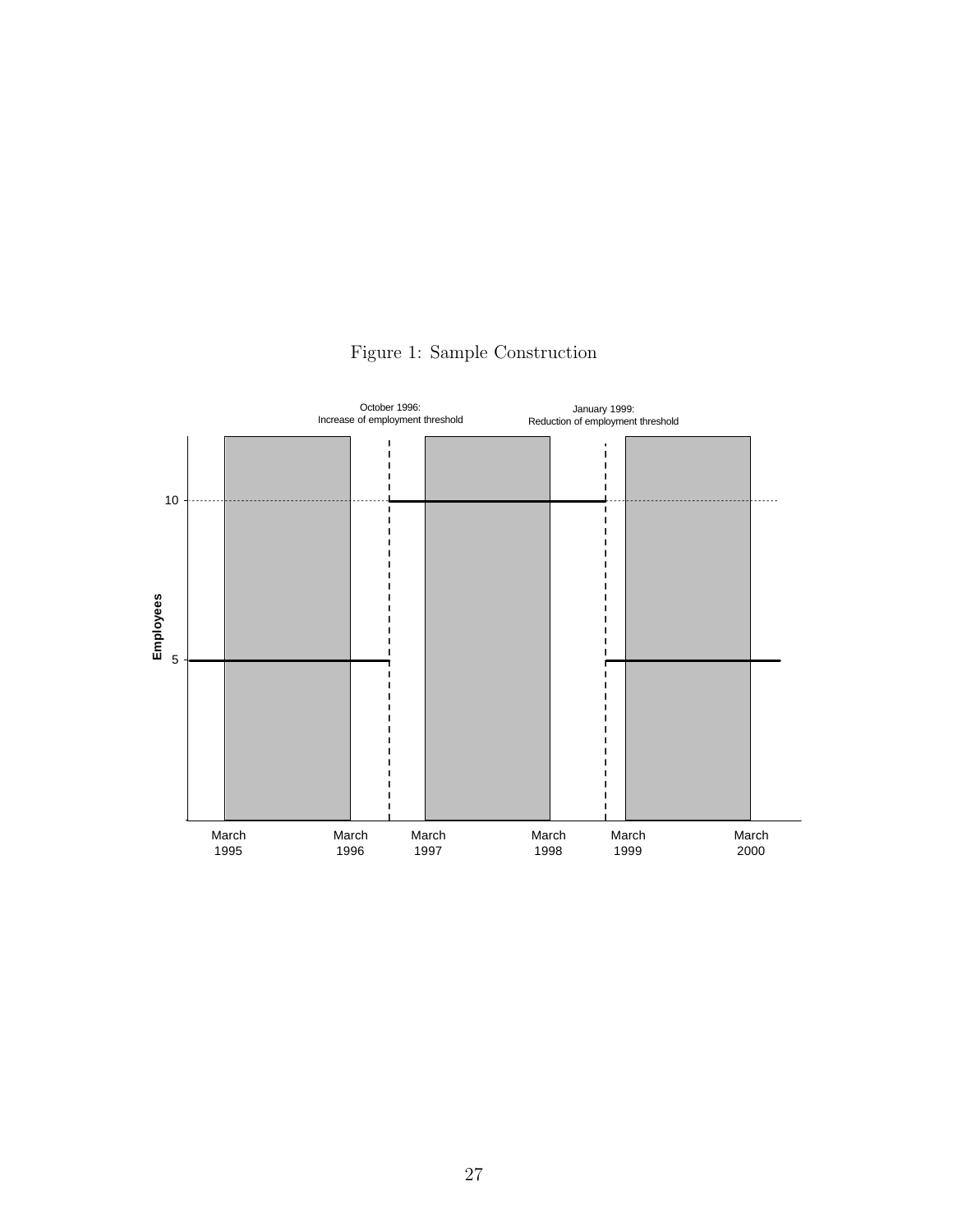Figure 1: Sample Construction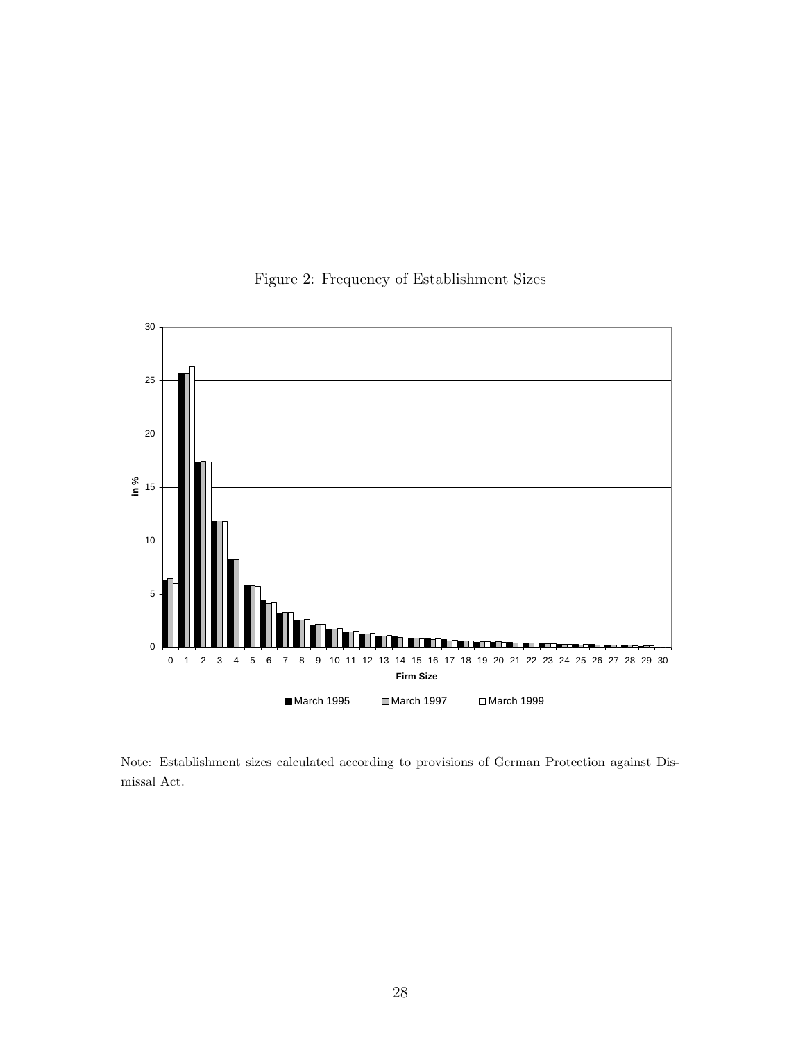Figure 2: Frequency of Establishment Sizes

Note: Establishment sizes calculated according to provisions of German Protection against Dismissal Act.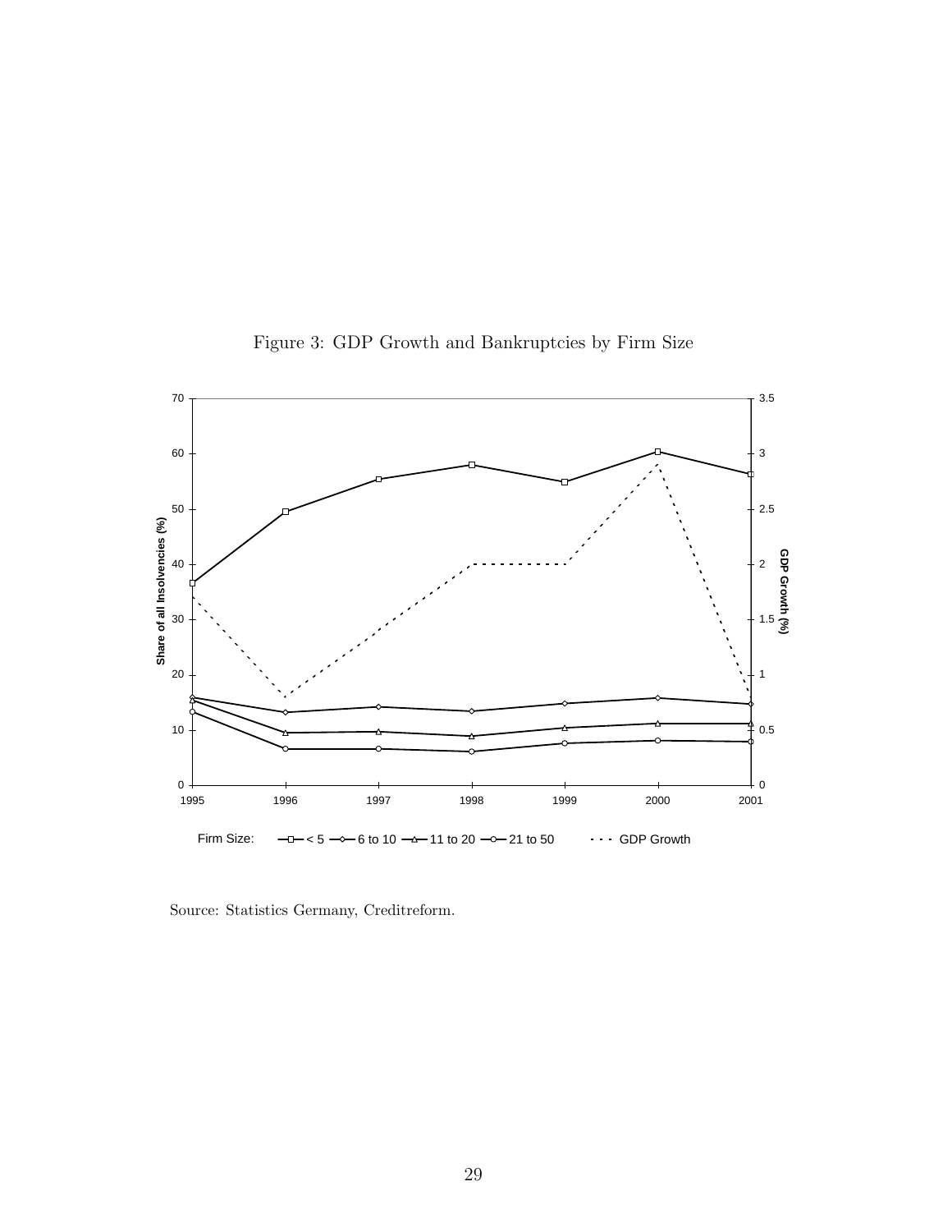Figure 3: GDP Growth and Bankruptcies by Firm Size

Source: Statistics Germany, Creditreform.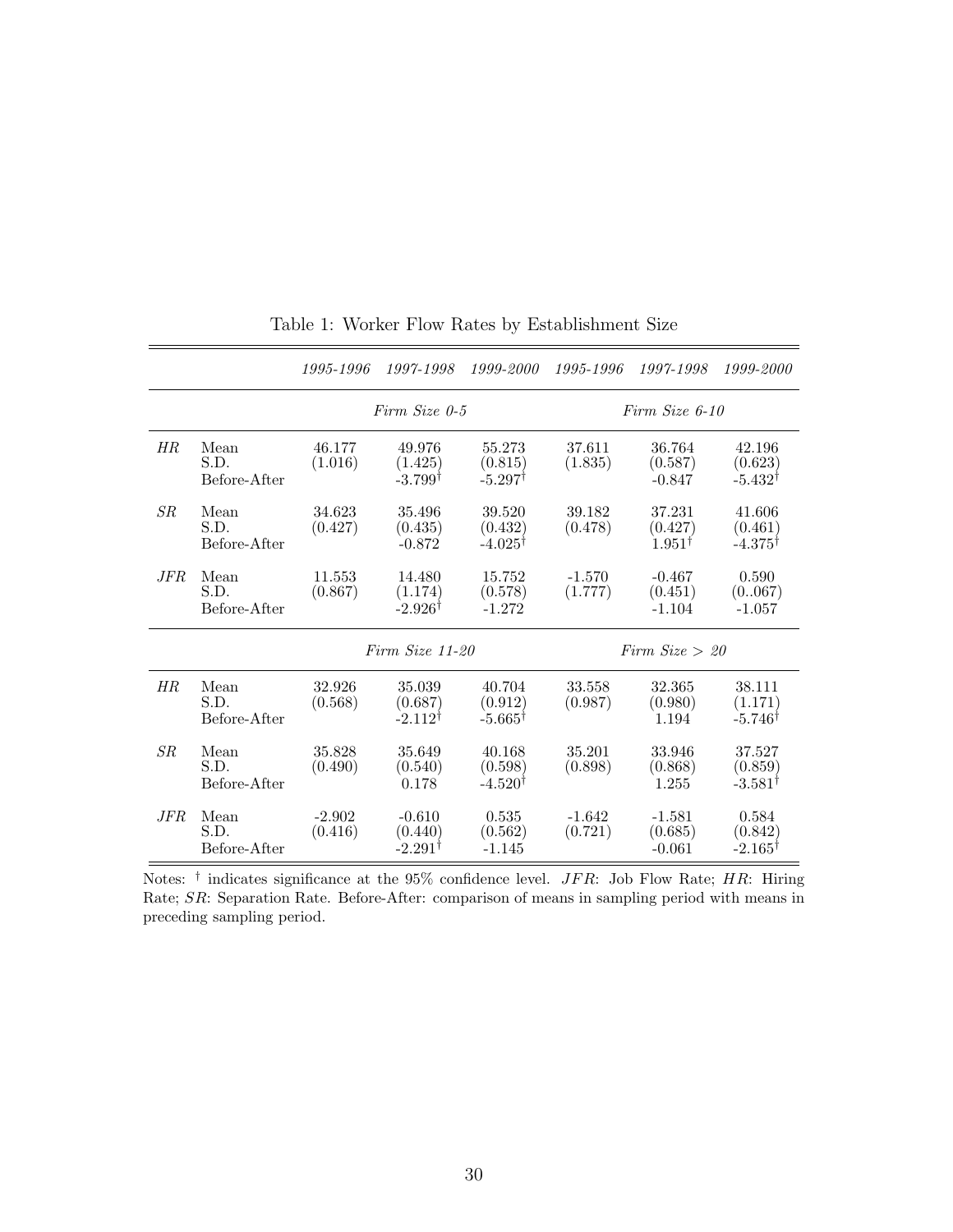Table 1: Worker Flow Rates by Establishment Size

| | | *1995-1996* | *1997-1998* | *1999-2000* | *1995-1996* | *1997-1998* | *1999-2000* |
|---|---|---|---|---|---|---|---|
| | | *Firm Size 0-5* | | | *Firm Size 6-10* | | |
| *HR* | Mean | 46.177 | 49.976 | 55.273 | 37.611 | 36.764 | 42.196 |
| | S.D. | (1.016) | (1.425) | (0.815) | (1.835) | (0.587) | (0.623) |
| | Before-After | | $-3.799^{\dagger}$ | $-5.297^{\dagger}$ | | -0.847 | $-5.432^{\dagger}$ |
| *SR* | Mean | 34.623 | 35.496 | 39.520 | 39.182 | 37.231 | 41.606 |
| | S.D. | (0.427) | (0.435) | (0.432) | (0.478) | (0.427) | (0.461) |
| | Before-After | | -0.872 | $-4.025^{\dagger}$ | | $1.951^{\dagger}$ | $-4.375^{\dagger}$ |
| *JFR* | Mean | 11.553 | 14.480 | 15.752 | -1.570 | -0.467 | 0.590 |
| | S.D. | (0.867) | (1.174) | (0.578) | (1.777) | (0.451) | (0..067) |
| | Before-After | | $-2.926^{\dagger}$ | -1.272 | | -1.104 | -1.057 |
| | | *Firm Size 11-20* | | | *Firm Size > 20* | | |
| *HR* | Mean | 32.926 | 35.039 | 40.704 | 33.558 | 32.365 | 38.111 |
| | S.D. | (0.568) | (0.687) | (0.912) | (0.987) | (0.980) | (1.171) |
| | Before-After | | $-2.112^{\dagger}$ | $-5.665^{\dagger}$ | | 1.194 | $-5.746^{\dagger}$ |
| *SR* | Mean | 35.828 | 35.649 | 40.168 | 35.201 | 33.946 | 37.527 |
| | S.D. | (0.490) | (0.540) | (0.598) | (0.898) | (0.868) | (0.859) |
| | Before-After | | 0.178 | $-4.520^{\dagger}$ | | 1.255 | $-3.581^{\dagger}$ |
| *JFR* | Mean | -2.902 | -0.610 | 0.535 | -1.642 | -1.581 | 0.584 |
| | S.D. | (0.416) | (0.440) | (0.562) | (0.721) | (0.685) | (0.842) |
| | Before-After | | $-2.291^{\dagger}$ | -1.145 | | -0.061 | $-2.165^{\dagger}$ |

Notes: $^{\dagger}$ indicates significance at the 95% confidence level. $JFR$: Job Flow Rate; $HR$: Hiring Rate; $SR$: Separation Rate. Before-After: comparison of means in sampling period with means in preceding sampling period.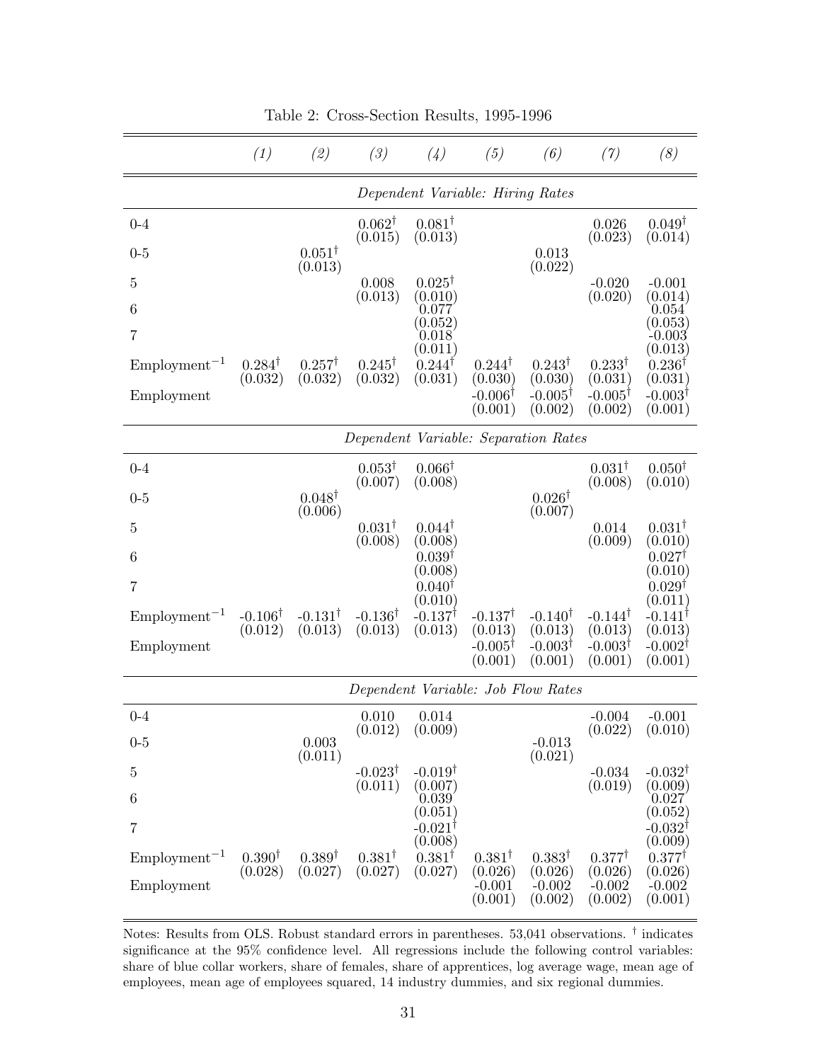Table 2: Cross-Section Results, 1995-1996

| | *(1)* | *(2)* | *(3)* | *(4)* | *(5)* | *(6)* | *(7)* | *(8)* |
|---|---|---|---|---|---|---|---|---|
| | | | | *Dependent Variable: Hiring Rates* | | | | |
| 0-4 | | | $0.062^{\dagger}$ (0.015) | $0.081^{\dagger}$ (0.013) | | | 0.026 (0.023) | $0.049^{\dagger}$ (0.014) |
| 0-5 | | $0.051^{\dagger}$ (0.013) | | | | 0.013 (0.022) | | |
| 5 | | | 0.008 (0.013) | $0.025^{\dagger}$ (0.010) | | | -0.020 (0.020) | -0.001 (0.014) |
| 6 | | | | 0.077 (0.052) | | | | 0.054 (0.053) |
| 7 | | | | 0.018 (0.011) | | | | -0.003 (0.013) |
| Employment$^{-1}$ | $0.284^{\dagger}$ (0.032) | $0.257^{\dagger}$ (0.032) | $0.245^{\dagger}$ (0.032) | $0.244^{\dagger}$ (0.031) | $0.244^{\dagger}$ (0.030) | $0.243^{\dagger}$ (0.030) | $0.233^{\dagger}$ (0.031) | $0.236^{\dagger}$ (0.031) |
| Employment | | | | | $-0.006^{\dagger}$ (0.001) | $-0.005^{\dagger}$ (0.002) | $-0.005^{\dagger}$ (0.002) | $-0.003^{\dagger}$ (0.001) |
| | | | | *Dependent Variable: Separation Rates* | | | | |
| 0-4 | | | $0.053^{\dagger}$ (0.007) | $0.066^{\dagger}$ (0.008) | | | $0.031^{\dagger}$ (0.008) | $0.050^{\dagger}$ (0.010) |
| 0-5 | | $0.048^{\dagger}$ (0.006) | | | | $0.026^{\dagger}$ (0.007) | | |
| 5 | | | $0.031^{\dagger}$ (0.008) | $0.044^{\dagger}$ (0.008) | | | 0.014 (0.009) | $0.031^{\dagger}$ (0.010) |
| 6 | | | | $0.039^{\dagger}$ (0.008) | | | | $0.027^{\dagger}$ (0.010) |
| 7 | | | | $0.040^{\dagger}$ (0.010) | | | | $0.029^{\dagger}$ (0.011) |
| Employment$^{-1}$ | $-0.106^{\dagger}$ (0.012) | $-0.131^{\dagger}$ (0.013) | $-0.136^{\dagger}$ (0.013) | $-0.137^{\dagger}$ (0.013) | $-0.137^{\dagger}$ (0.013) | $-0.140^{\dagger}$ (0.013) | $-0.144^{\dagger}$ (0.013) | $-0.141^{\dagger}$ (0.013) |
| Employment | | | | | $-0.005^{\dagger}$ (0.001) | $-0.003^{\dagger}$ (0.001) | $-0.003^{\dagger}$ (0.001) | $-0.002^{\dagger}$ (0.001) |
| | | | | *Dependent Variable: Job Flow Rates* | | | | |
| 0-4 | | | 0.010 (0.012) | 0.014 (0.009) | | | -0.004 (0.022) | -0.001 (0.010) |
| 0-5 | | 0.003 (0.011) | | | | -0.013 (0.021) | | |
| 5 | | | $-0.023^{\dagger}$ (0.011) | $-0.019^{\dagger}$ (0.007) | | | -0.034 (0.019) | $-0.032^{\dagger}$ (0.009) |
| 6 | | | | 0.039 (0.051) | | | | 0.027 (0.052) |
| 7 | | | | $-0.021^{\dagger}$ (0.008) | | | | $-0.032^{\dagger}$ (0.009) |
| Employment$^{-1}$ | $0.390^{\dagger}$ (0.028) | $0.389^{\dagger}$ (0.027) | $0.381^{\dagger}$ (0.027) | $0.381^{\dagger}$ (0.027) | $0.381^{\dagger}$ (0.026) | $0.383^{\dagger}$ (0.026) | $0.377^{\dagger}$ (0.026) | $0.377^{\dagger}$ (0.026) |
| Employment | | | | | -0.001 (0.001) | -0.002 (0.002) | -0.002 (0.002) | -0.002 (0.001) |

Notes: Results from OLS. Robust standard errors in parentheses. 53,041 observations. $^{\dagger}$ indicates significance at the 95% confidence level. All regressions include the following control variables: share of blue collar workers, share of females, share of apprentices, log average wage, mean age of employees, mean age of employees squared, 14 industry dummies, and six regional dummies.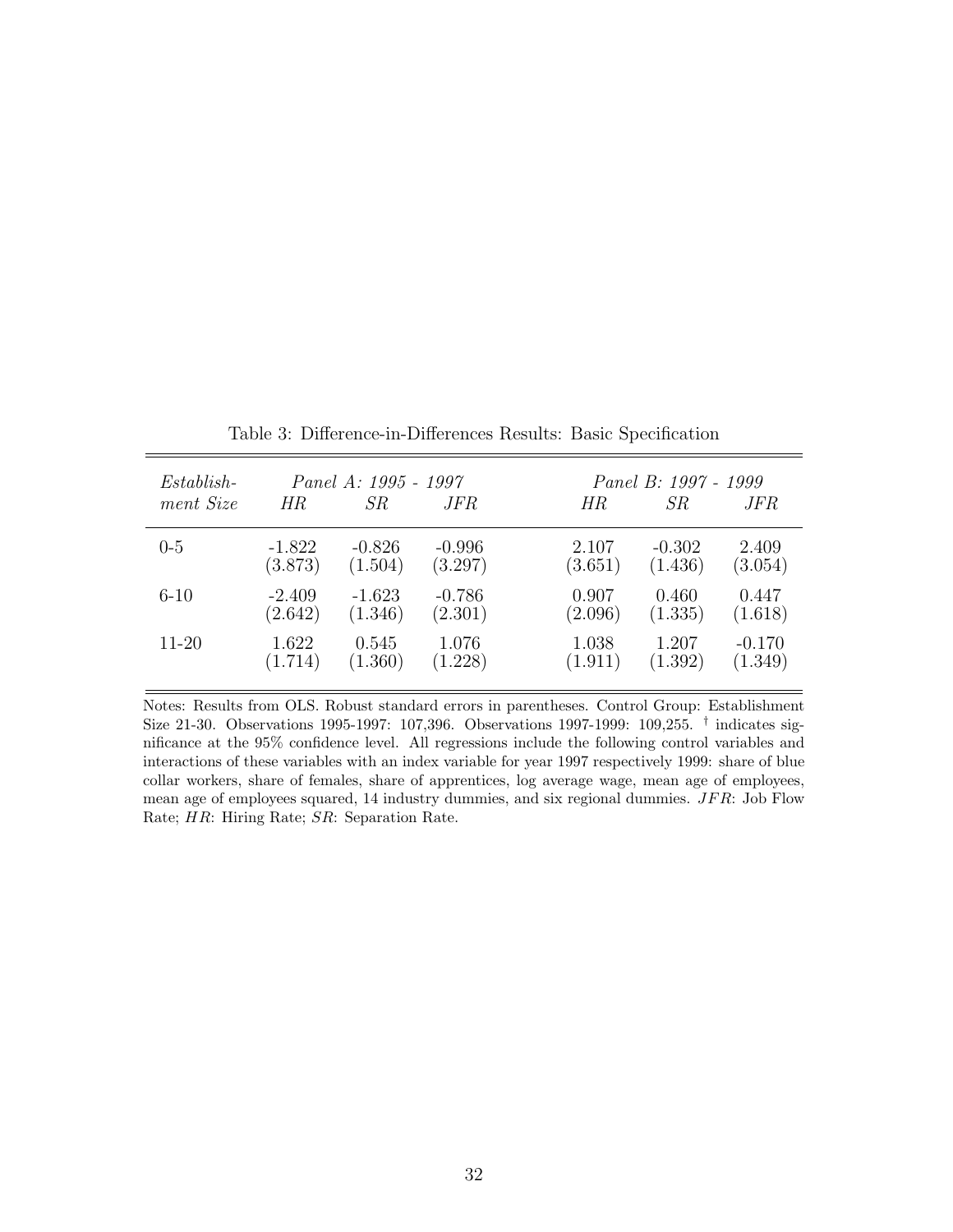Table 3: Difference-in-Differences Results: Basic Specification

| *Establish-* | *Panel A: 1995 - 1997* | | | *Panel B: 1997 - 1999* | | |
|---|---|---|---|---|---|---|
| *ment Size* | *HR* | *SR* | *JFR* | *HR* | *SR* | *JFR* |
| 0-5 | -1.822 | -0.826 | -0.996 | 2.107 | -0.302 | 2.409 |
| | (3.873) | (1.504) | (3.297) | (3.651) | (1.436) | (3.054) |
| 6-10 | -2.409 | -1.623 | -0.786 | 0.907 | 0.460 | 0.447 |
| | (2.642) | (1.346) | (2.301) | (2.096) | (1.335) | (1.618) |
| 11-20 | 1.622 | 0.545 | 1.076 | 1.038 | 1.207 | -0.170 |
| | (1.714) | (1.360) | (1.228) | (1.911) | (1.392) | (1.349) |

Notes: Results from OLS. Robust standard errors in parentheses. Control Group: Establishment Size 21-30. Observations 1995-1997: 107,396. Observations 1997-1999: 109,255. $^{\dagger}$ indicates significance at the 95% confidence level. All regressions include the following control variables and interactions of these variables with an index variable for year 1997 respectively 1999: share of blue collar workers, share of females, share of apprentices, log average wage, mean age of employees, mean age of employees squared, 14 industry dummies, and six regional dummies. *JFR*: Job Flow Rate; *HR*: Hiring Rate; *SR*: Separation Rate.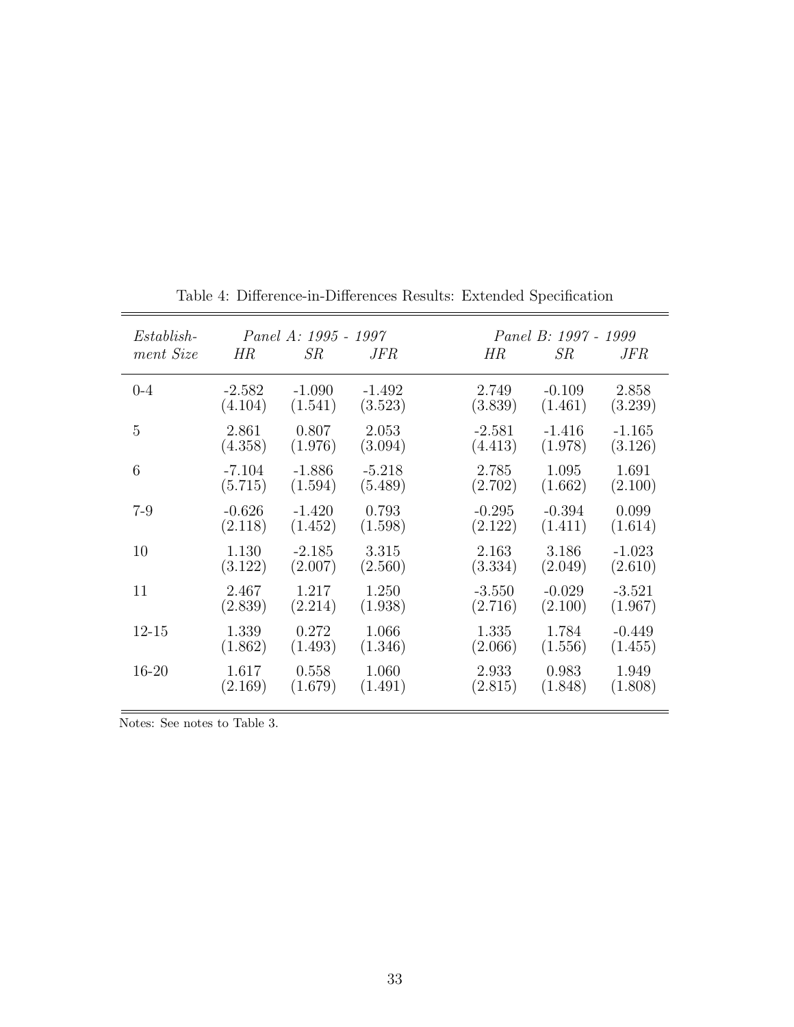Table 4: Difference-in-Differences Results: Extended Specification

| *Establishment Size* | *Panel A: 1995 - 1997* | | | *Panel B: 1997 - 1999* | | |
|---|---|---|---|---|---|---|
| | *HR* | *SR* | *JFR* | *HR* | *SR* | *JFR* |
| 0-4 | -2.582 | -1.090 | -1.492 | 2.749 | -0.109 | 2.858 |
| | (4.104) | (1.541) | (3.523) | (3.839) | (1.461) | (3.239) |
| 5 | 2.861 | 0.807 | 2.053 | -2.581 | -1.416 | -1.165 |
| | (4.358) | (1.976) | (3.094) | (4.413) | (1.978) | (3.126) |
| 6 | -7.104 | -1.886 | -5.218 | 2.785 | 1.095 | 1.691 |
| | (5.715) | (1.594) | (5.489) | (2.702) | (1.662) | (2.100) |
| 7-9 | -0.626 | -1.420 | 0.793 | -0.295 | -0.394 | 0.099 |
| | (2.118) | (1.452) | (1.598) | (2.122) | (1.411) | (1.614) |
| 10 | 1.130 | -2.185 | 3.315 | 2.163 | 3.186 | -1.023 |
| | (3.122) | (2.007) | (2.560) | (3.334) | (2.049) | (2.610) |
| 11 | 2.467 | 1.217 | 1.250 | -3.550 | -0.029 | -3.521 |
| | (2.839) | (2.214) | (1.938) | (2.716) | (2.100) | (1.967) |
| 12-15 | 1.339 | 0.272 | 1.066 | 1.335 | 1.784 | -0.449 |
| | (1.862) | (1.493) | (1.346) | (2.066) | (1.556) | (1.455) |
| 16-20 | 1.617 | 0.558 | 1.060 | 2.933 | 0.983 | 1.949 |
| | (2.169) | (1.679) | (1.491) | (2.815) | (1.848) | (1.808) |

Notes: See notes to Table 3.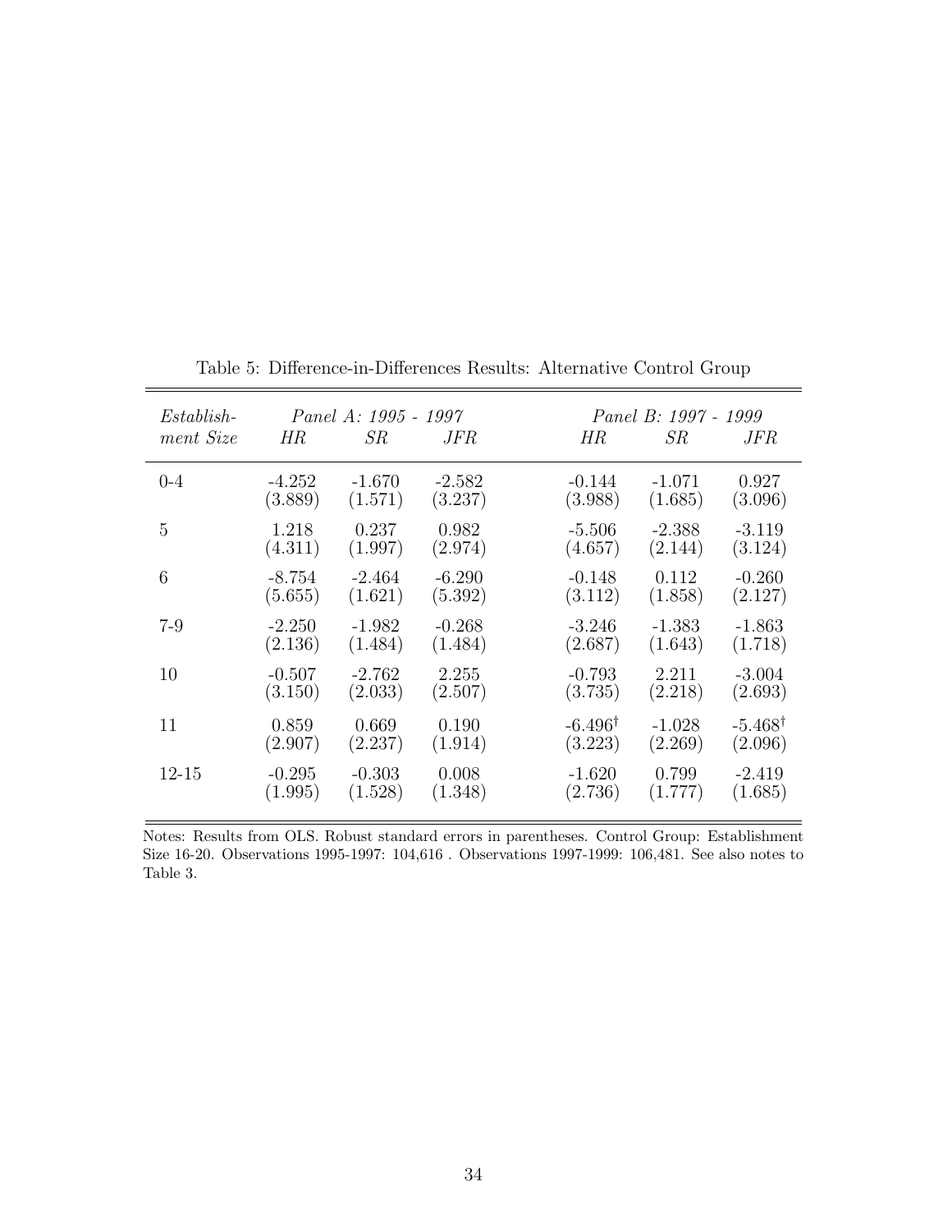Table 5: Difference-in-Differences Results: Alternative Control Group

| *Establish-ment Size* | *Panel A: 1995 - 1997* | | | *Panel B: 1997 - 1999* | | |
|---|---|---|---|---|---|---|
| | *HR* | *SR* | *JFR* | *HR* | *SR* | *JFR* |
| 0-4 | -4.252 | -1.670 | -2.582 | -0.144 | -1.071 | 0.927 |
| | (3.889) | (1.571) | (3.237) | (3.988) | (1.685) | (3.096) |
| 5 | 1.218 | 0.237 | 0.982 | -5.506 | -2.388 | -3.119 |
| | (4.311) | (1.997) | (2.974) | (4.657) | (2.144) | (3.124) |
| 6 | -8.754 | -2.464 | -6.290 | -0.148 | 0.112 | -0.260 |
| | (5.655) | (1.621) | (5.392) | (3.112) | (1.858) | (2.127) |
| 7-9 | -2.250 | -1.982 | -0.268 | -3.246 | -1.383 | -1.863 |
| | (2.136) | (1.484) | (1.484) | (2.687) | (1.643) | (1.718) |
| 10 | -0.507 | -2.762 | 2.255 | -0.793 | 2.211 | -3.004 |
| | (3.150) | (2.033) | (2.507) | (3.735) | (2.218) | (2.693) |
| 11 | 0.859 | 0.669 | 0.190 | $-6.496^{\dagger}$ | -1.028 | $-5.468^{\dagger}$ |
| | (2.907) | (2.237) | (1.914) | (3.223) | (2.269) | (2.096) |
| 12-15 | -0.295 | -0.303 | 0.008 | -1.620 | 0.799 | -2.419 |
| | (1.995) | (1.528) | (1.348) | (2.736) | (1.777) | (1.685) |

Notes: Results from OLS. Robust standard errors in parentheses. Control Group: Establishment Size 16-20. Observations 1995-1997: 104,616 . Observations 1997-1999: 106,481. See also notes to Table 3.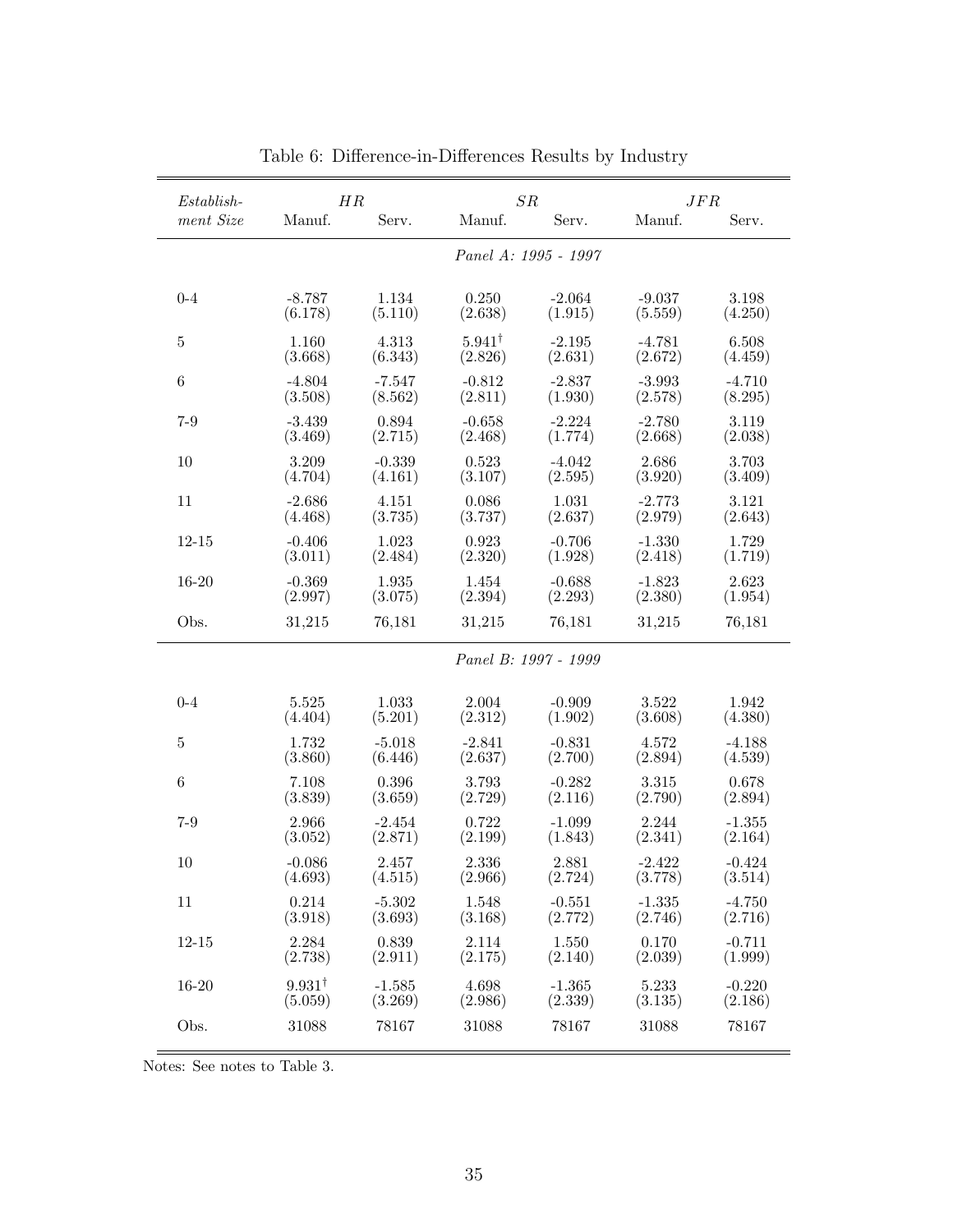Table 6: Difference-in-Differences Results by Industry

| *Establish-ment Size* | *HR* Manuf. | *HR* Serv. | *SR* Manuf. | *SR* Serv. | *JFR* Manuf. | *JFR* Serv. |
|---|---|---|---|---|---|---|
| | | | *Panel A: 1995 - 1997* | | | |
| 0-4 | -8.787 | 1.134 | 0.250 | -2.064 | -9.037 | 3.198 |
| | (6.178) | (5.110) | (2.638) | (1.915) | (5.559) | (4.250) |
| 5 | 1.160 | 4.313 | $5.941^{\dagger}$ | -2.195 | -4.781 | 6.508 |
| | (3.668) | (6.343) | (2.826) | (2.631) | (2.672) | (4.459) |
| 6 | -4.804 | -7.547 | -0.812 | -2.837 | -3.993 | -4.710 |
| | (3.508) | (8.562) | (2.811) | (1.930) | (2.578) | (8.295) |
| 7-9 | -3.439 | 0.894 | -0.658 | -2.224 | -2.780 | 3.119 |
| | (3.469) | (2.715) | (2.468) | (1.774) | (2.668) | (2.038) |
| 10 | 3.209 | -0.339 | 0.523 | -4.042 | 2.686 | 3.703 |
| | (4.704) | (4.161) | (3.107) | (2.595) | (3.920) | (3.409) |
| 11 | -2.686 | 4.151 | 0.086 | 1.031 | -2.773 | 3.121 |
| | (4.468) | (3.735) | (3.737) | (2.637) | (2.979) | (2.643) |
| 12-15 | -0.406 | 1.023 | 0.923 | -0.706 | -1.330 | 1.729 |
| | (3.011) | (2.484) | (2.320) | (1.928) | (2.418) | (1.719) |
| 16-20 | -0.369 | 1.935 | 1.454 | -0.688 | -1.823 | 2.623 |
| | (2.997) | (3.075) | (2.394) | (2.293) | (2.380) | (1.954) |
| Obs. | 31,215 | 76,181 | 31,215 | 76,181 | 31,215 | 76,181 |
| | | | *Panel B: 1997 - 1999* | | | |
| 0-4 | 5.525 | 1.033 | 2.004 | -0.909 | 3.522 | 1.942 |
| | (4.404) | (5.201) | (2.312) | (1.902) | (3.608) | (4.380) |
| 5 | 1.732 | -5.018 | -2.841 | -0.831 | 4.572 | -4.188 |
| | (3.860) | (6.446) | (2.637) | (2.700) | (2.894) | (4.539) |
| 6 | 7.108 | 0.396 | 3.793 | -0.282 | 3.315 | 0.678 |
| | (3.839) | (3.659) | (2.729) | (2.116) | (2.790) | (2.894) |
| 7-9 | 2.966 | -2.454 | 0.722 | -1.099 | 2.244 | -1.355 |
| | (3.052) | (2.871) | (2.199) | (1.843) | (2.341) | (2.164) |
| 10 | -0.086 | 2.457 | 2.336 | 2.881 | -2.422 | -0.424 |
| | (4.693) | (4.515) | (2.966) | (2.724) | (3.778) | (3.514) |
| 11 | 0.214 | -5.302 | 1.548 | -0.551 | -1.335 | -4.750 |
| | (3.918) | (3.693) | (3.168) | (2.772) | (2.746) | (2.716) |
| 12-15 | 2.284 | 0.839 | 2.114 | 1.550 | 0.170 | -0.711 |
| | (2.738) | (2.911) | (2.175) | (2.140) | (2.039) | (1.999) |
| 16-20 | $9.931^{\dagger}$ | -1.585 | 4.698 | -1.365 | 5.233 | -0.220 |
| | (5.059) | (3.269) | (2.986) | (2.339) | (3.135) | (2.186) |
| Obs. | 31088 | 78167 | 31088 | 78167 | 31088 | 78167 |

Notes: See notes to Table 3.